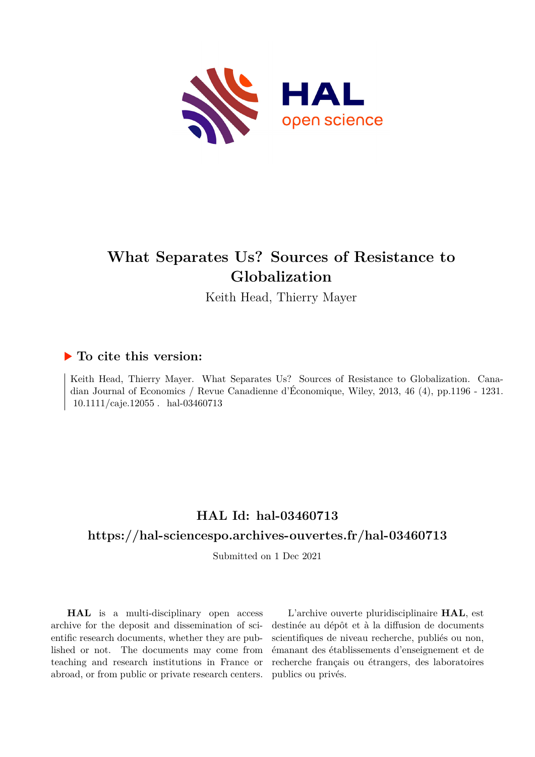# What Separates Us? Sources of Resistance to Globalization

Keith Head, Thierry Mayer

## ▶ To cite this version:

Keith Head, Thierry Mayer. What Separates Us? Sources of Resistance to Globalization. Canadian Journal of Economics / Revue Canadienne d'Économique, Wiley, 2013, 46 (4), pp.1196 - 1231. 10.1111/caje.12055 . hal-03460713

## HAL Id: hal-03460713

## https://hal-sciencespo.archives-ouvertes.fr/hal-03460713

Submitted on 1 Dec 2021

**HAL** is a multi-disciplinary open access archive for the deposit and dissemination of scientific research documents, whether they are published or not. The documents may come from teaching and research institutions in France or abroad, or from public or private research centers.

L'archive ouverte pluridisciplinaire **HAL**, est destinée au dépôt et à la diffusion de documents scientifiques de niveau recherche, publiés ou non, émanant des établissements d'enseignement et de recherche français ou étrangers, des laboratoires publics ou privés.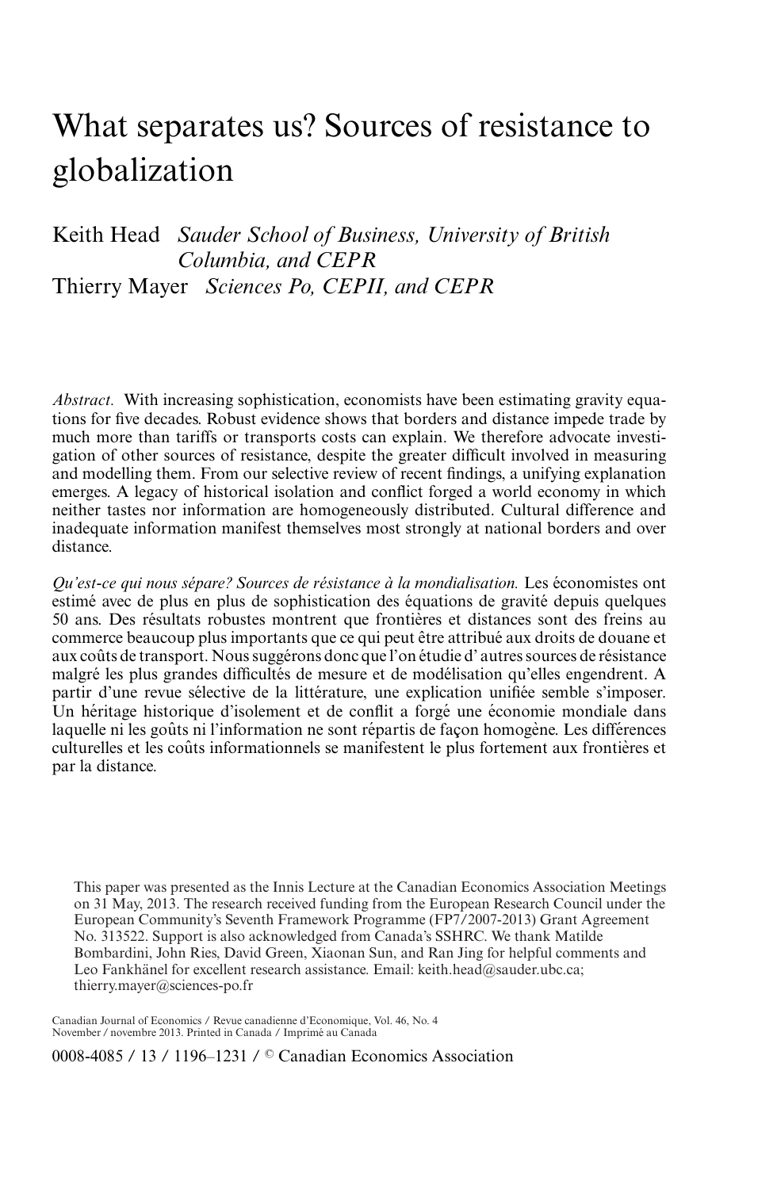# What separates us? Sources of resistance to globalization

Keith Head *Sauder School of Business, University of British Columbia, and CEPR*

Thierry Mayer *Sciences Po, CEPII, and CEPR*

*Abstract.* With increasing sophistication, economists have been estimating gravity equations for five decades. Robust evidence shows that borders and distance impede trade by much more than tariffs or transports costs can explain. We therefore advocate investigation of other sources of resistance, despite the greater difficult involved in measuring and modelling them. From our selective review of recent findings, a unifying explanation emerges. A legacy of historical isolation and conflict forged a world economy in which neither tastes nor information are homogeneously distributed. Cultural difference and inadequate information manifest themselves most strongly at national borders and over distance.

*Qu'est-ce qui nous sépare? Sources de résistance à la mondialisation.* Les économistes ont estimé avec de plus en plus de sophistication des équations de gravité depuis quelques 50 ans. Des résultats robustes montrent que frontières et distances sont des freins au commerce beaucoup plus importants que ce qui peut être attribué aux droits de douane et aux coûts de transport. Nous suggérons donc que l'on étudie d' autres sources de résistance malgré les plus grandes difficultés de mesure et de modélisation qu'elles engendrent. A partir d'une revue sélective de la littérature, une explication unifiée semble s'imposer. Un héritage historique d'isolement et de conflit a forgé une économie mondiale dans laquelle ni les goûts ni l'information ne sont répartis de façon homogène. Les différences culturelles et les coûts informationnels se manifestent le plus fortement aux frontières et par la distance.

This paper was presented as the Innis Lecture at the Canadian Economics Association Meetings on 31 May, 2013. The research received funding from the European Research Council under the European Community's Seventh Framework Programme (FP7/2007-2013) Grant Agreement No. 313522. Support is also acknowledged from Canada's SSHRC. We thank Matilde Bombardini, John Ries, David Green, Xiaonan Sun, and Ran Jing for helpful comments and Leo Fankhänel for excellent research assistance. Email: keith.head@sauder.ubc.ca; thierry.mayer@sciences-po.fr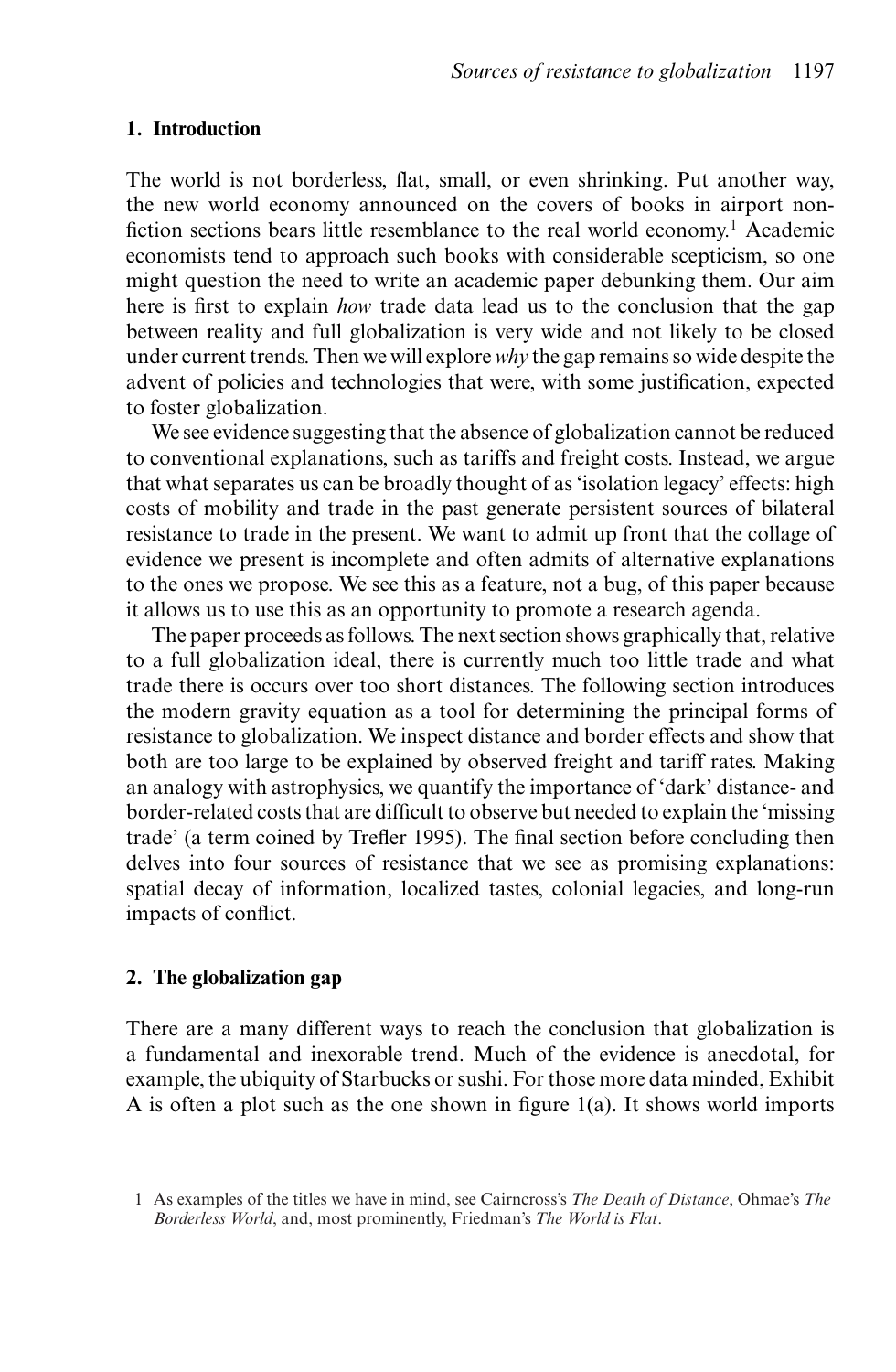## 1. Introduction

The world is not borderless, flat, small, or even shrinking. Put another way, the new world economy announced on the covers of books in airport non-fiction sections bears little resemblance to the real world economy.[1] Academic economists tend to approach such books with considerable scepticism, so one might question the need to write an academic paper debunking them. Our aim here is first to explain *how* trade data lead us to the conclusion that the gap between reality and full globalization is very wide and not likely to be closed under current trends. Then we will explore *why* the gap remains so wide despite the advent of policies and technologies that were, with some justification, expected to foster globalization.

We see evidence suggesting that the absence of globalization cannot be reduced to conventional explanations, such as tariffs and freight costs. Instead, we argue that what separates us can be broadly thought of as 'isolation legacy' effects: high costs of mobility and trade in the past generate persistent sources of bilateral resistance to trade in the present. We want to admit up front that the collage of evidence we present is incomplete and often admits of alternative explanations to the ones we propose. We see this as a feature, not a bug, of this paper because it allows us to use this as an opportunity to promote a research agenda.

The paper proceeds as follows. The next section shows graphically that, relative to a full globalization ideal, there is currently much too little trade and what trade there is occurs over too short distances. The following section introduces the modern gravity equation as a tool for determining the principal forms of resistance to globalization. We inspect distance and border effects and show that both are too large to be explained by observed freight and tariff rates. Making an analogy with astrophysics, we quantify the importance of 'dark' distance- and border-related costs that are difficult to observe but needed to explain the 'missing trade' (a term coined by Trefler 1995). The final section before concluding then delves into four sources of resistance that we see as promising explanations: spatial decay of information, localized tastes, colonial legacies, and long-run impacts of conflict.

## 2. The globalization gap

There are a many different ways to reach the conclusion that globalization is a fundamental and inexorable trend. Much of the evidence is anecdotal, for example, the ubiquity of Starbucks or sushi. For those more data minded, Exhibit A is often a plot such as the one shown in figure 1(a). It shows world imports

[1] As examples of the titles we have in mind, see Cairncross's *The Death of Distance*, Ohmae's *The Borderless World*, and, most prominently, Friedman's *The World is Flat*.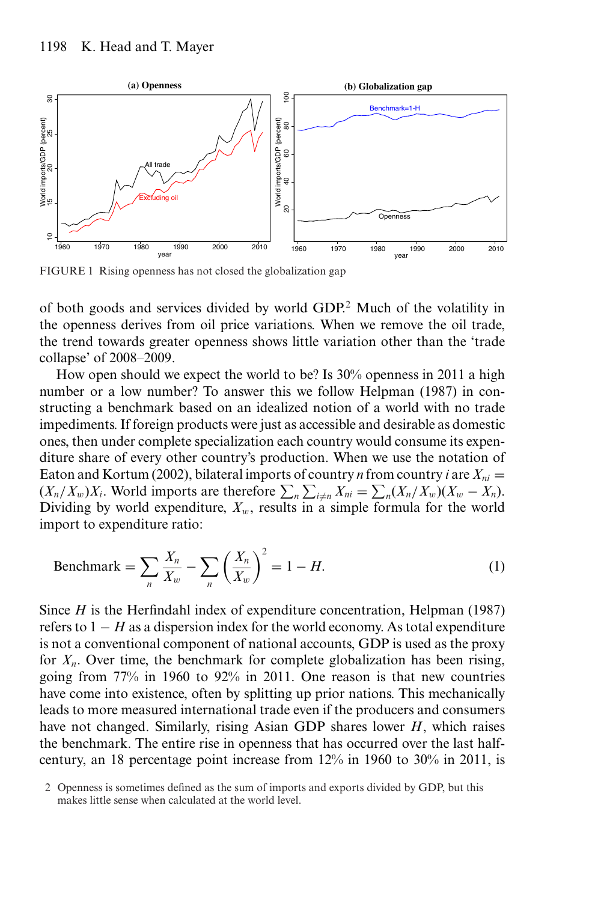FIGURE 1 Rising openness has not closed the globalization gap

of both goods and services divided by world GDP.[2] Much of the volatility in the openness derives from oil price variations. When we remove the oil trade, the trend towards greater openness shows little variation other than the 'trade collapse' of 2008–2009.

How open should we expect the world to be? Is 30% openness in 2011 a high number or a low number? To answer this we follow Helpman (1987) in constructing a benchmark based on an idealized notion of a world with no trade impediments. If foreign products were just as accessible and desirable as domestic ones, then under complete specialization each country would consume its expenditure share of every other country's production. When we use the notation of Eaton and Kortum (2002), bilateral imports of country $n$ from country $i$ are $X_{ni} = (X_n/X_w)X_i$. World imports are therefore $\sum_n \sum_{i \neq n} X_{ni} = \sum_n (X_n/X_w)(X_w - X_n)$. Dividing by world expenditure, $X_w$, results in a simple formula for the world import to expenditure ratio:

$$\text{Benchmark} = \sum_n \frac{X_n}{X_w} - \sum_n \left(\frac{X_n}{X_w}\right)^2 = 1 - H. \tag{1}$$

Since $H$ is the Herfindahl index of expenditure concentration, Helpman (1987) refers to $1 - H$ as a dispersion index for the world economy. As total expenditure is not a conventional component of national accounts, GDP is used as the proxy for $X_n$. Over time, the benchmark for complete globalization has been rising, going from 77% in 1960 to 92% in 2011. One reason is that new countries have come into existence, often by splitting up prior nations. This mechanically leads to more measured international trade even if the producers and consumers have not changed. Similarly, rising Asian GDP shares lower $H$, which raises the benchmark. The entire rise in openness that has occurred over the last half-century, an 18 percentage point increase from 12% in 1960 to 30% in 2011, is

2 Openness is sometimes defined as the sum of imports and exports divided by GDP, but this makes little sense when calculated at the world level.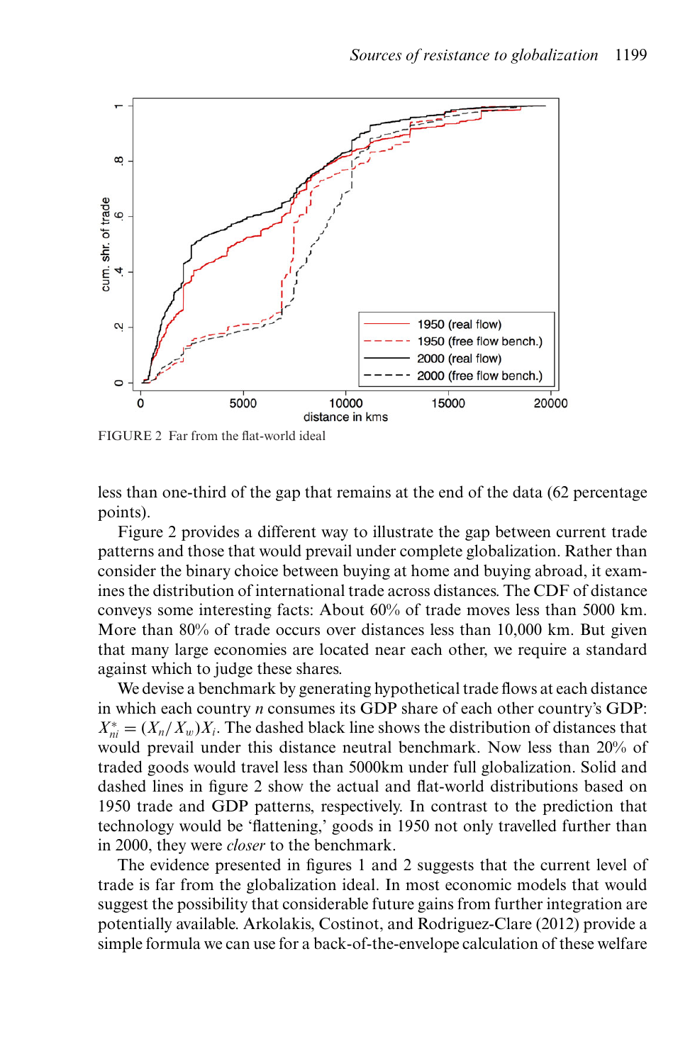FIGURE 2 Far from the flat-world ideal

less than one-third of the gap that remains at the end of the data (62 percentage points).

Figure 2 provides a different way to illustrate the gap between current trade patterns and those that would prevail under complete globalization. Rather than consider the binary choice between buying at home and buying abroad, it examines the distribution of international trade across distances. The CDF of distance conveys some interesting facts: About 60% of trade moves less than 5000 km. More than 80% of trade occurs over distances less than 10,000 km. But given that many large economies are located near each other, we require a standard against which to judge these shares.

We devise a benchmark by generating hypothetical trade flows at each distance in which each country $n$ consumes its GDP share of each other country's GDP: $X^*_{ni} = (X_n/X_w)X_i$. The dashed black line shows the distribution of distances that would prevail under this distance neutral benchmark. Now less than 20% of traded goods would travel less than 5000km under full globalization. Solid and dashed lines in figure 2 show the actual and flat-world distributions based on 1950 trade and GDP patterns, respectively. In contrast to the prediction that technology would be 'flattening,' goods in 1950 not only travelled further than in 2000, they were *closer* to the benchmark.

The evidence presented in figures 1 and 2 suggests that the current level of trade is far from the globalization ideal. In most economic models that would suggest the possibility that considerable future gains from further integration are potentially available. Arkolakis, Costinot, and Rodriguez-Clare (2012) provide a simple formula we can use for a back-of-the-envelope calculation of these welfare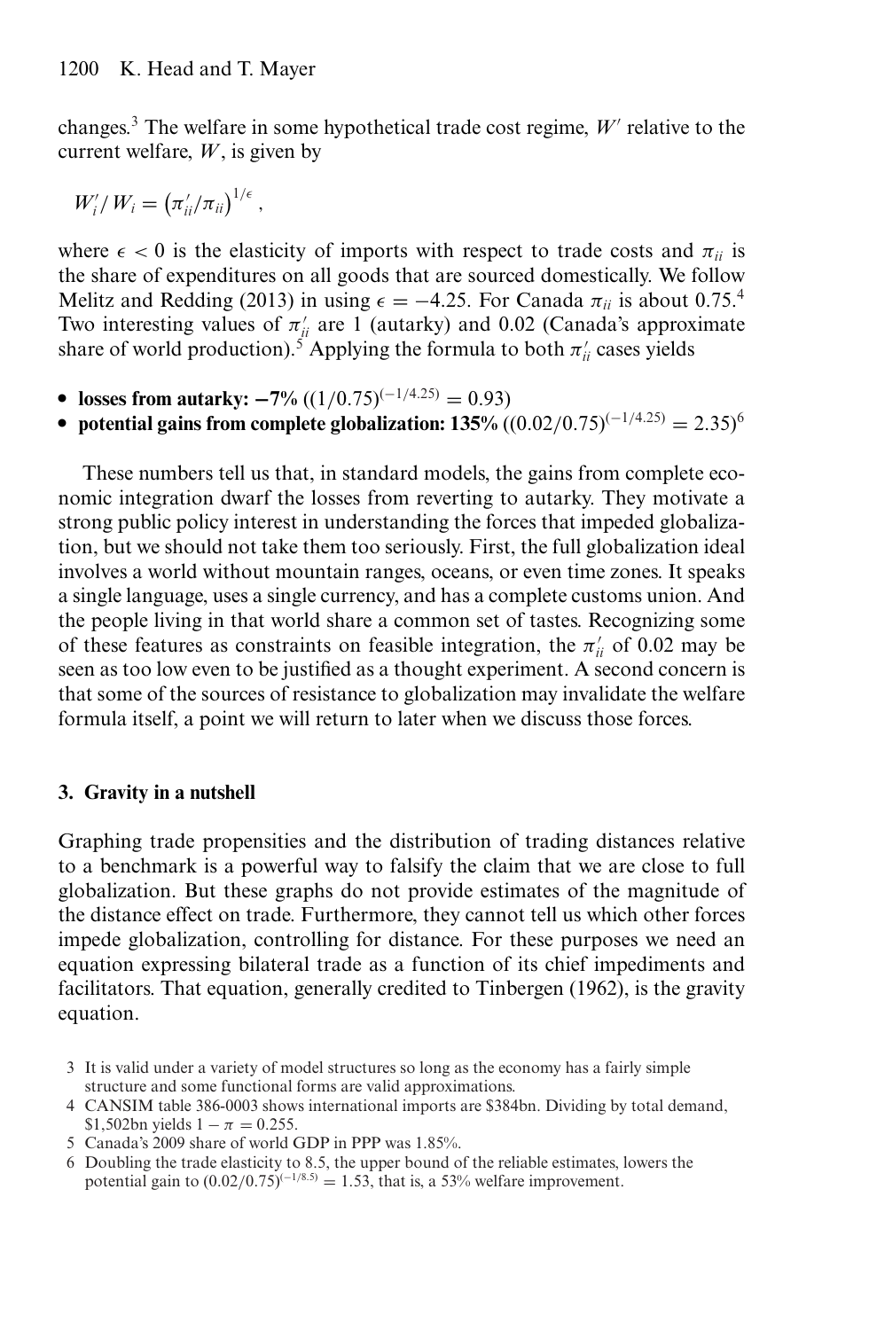changes.[3] The welfare in some hypothetical trade cost regime, $W'$ relative to the current welfare, $W$, is given by

$$W'_i/W_i = \left(\pi'_{ii}/\pi_{ii}\right)^{1/\epsilon},$$

where $\epsilon < 0$ is the elasticity of imports with respect to trade costs and $\pi_{ii}$ is the share of expenditures on all goods that are sourced domestically. We follow Melitz and Redding (2013) in using $\epsilon = -4.25$. For Canada $\pi_{ii}$ is about 0.75.[4] Two interesting values of $\pi'_{ii}$ are 1 (autarky) and 0.02 (Canada's approximate share of world production).[5] Applying the formula to both $\pi'_{ii}$ cases yields

- **losses from autarky: −7%** ($(1/0.75)^{(-1/4.25)} = 0.93$)
- **potential gains from complete globalization: 135%** ($(0.02/0.75)^{(-1/4.25)} = 2.35$)[6]

These numbers tell us that, in standard models, the gains from complete economic integration dwarf the losses from reverting to autarky. They motivate a strong public policy interest in understanding the forces that impeded globalization, but we should not take them too seriously. First, the full globalization ideal involves a world without mountain ranges, oceans, or even time zones. It speaks a single language, uses a single currency, and has a complete customs union. And the people living in that world share a common set of tastes. Recognizing some of these features as constraints on feasible integration, the $\pi'_{ii}$ of 0.02 may be seen as too low even to be justified as a thought experiment. A second concern is that some of the sources of resistance to globalization may invalidate the welfare formula itself, a point we will return to later when we discuss those forces.

## 3. Gravity in a nutshell

Graphing trade propensities and the distribution of trading distances relative to a benchmark is a powerful way to falsify the claim that we are close to full globalization. But these graphs do not provide estimates of the magnitude of the distance effect on trade. Furthermore, they cannot tell us which other forces impede globalization, controlling for distance. For these purposes we need an equation expressing bilateral trade as a function of its chief impediments and facilitators. That equation, generally credited to Tinbergen (1962), is the gravity equation.

3 It is valid under a variety of model structures so long as the economy has a fairly simple structure and some functional forms are valid approximations.

4 CANSIM table 386-0003 shows international imports are \$384bn. Dividing by total demand, \$1,502bn yields $1 - \pi = 0.255$.

5 Canada's 2009 share of world GDP in PPP was 1.85%.

6 Doubling the trade elasticity to 8.5, the upper bound of the reliable estimates, lowers the potential gain to $(0.02/0.75)^{(-1/8.5)} = 1.53$, that is, a 53% welfare improvement.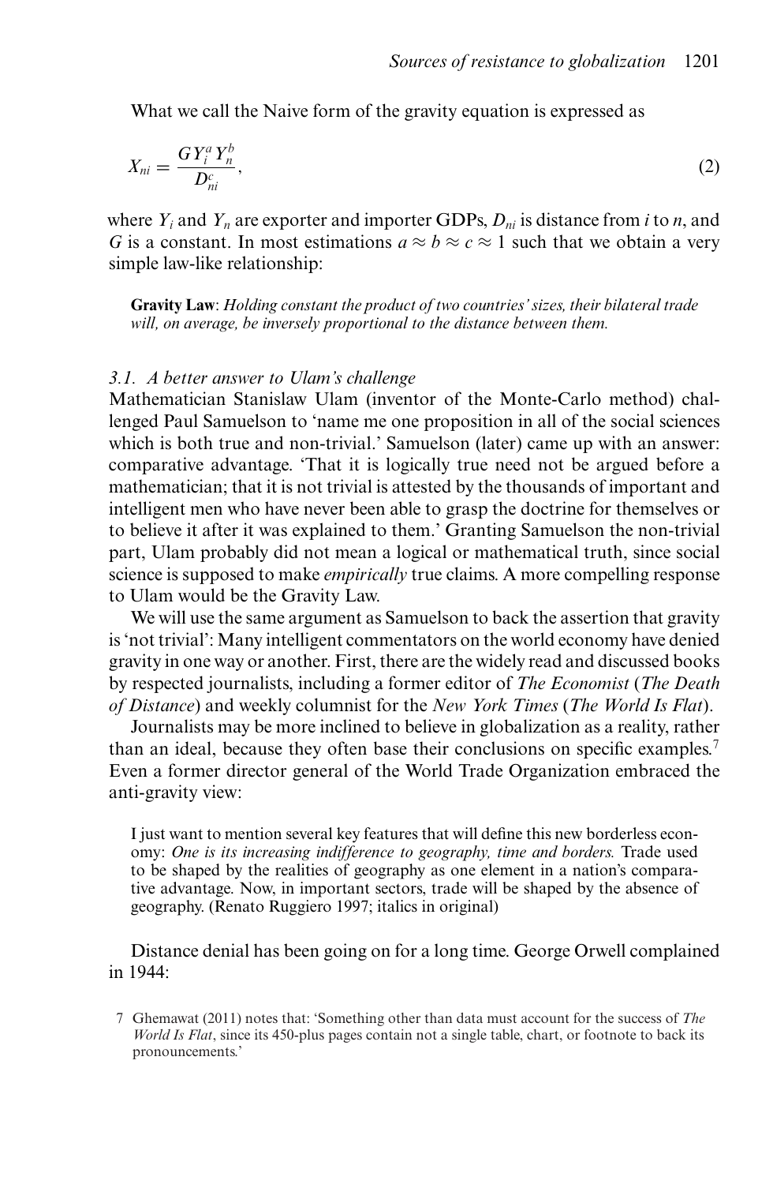What we call the Naive form of the gravity equation is expressed as

$$X_{ni} = \frac{G Y_i^a Y_n^b}{D_{ni}^c}, \tag{2}$$

where $Y_i$ and $Y_n$ are exporter and importer GDPs, $D_{ni}$ is distance from $i$ to $n$, and $G$ is a constant. In most estimations $a \approx b \approx c \approx 1$ such that we obtain a very simple law-like relationship:

> **Gravity Law**: *Holding constant the product of two countries' sizes, their bilateral trade will, on average, be inversely proportional to the distance between them.*

### *3.1. A better answer to Ulam's challenge*

Mathematician Stanislaw Ulam (inventor of the Monte-Carlo method) challenged Paul Samuelson to 'name me one proposition in all of the social sciences which is both true and non-trivial.' Samuelson (later) came up with an answer: comparative advantage. 'That it is logically true need not be argued before a mathematician; that it is not trivial is attested by the thousands of important and intelligent men who have never been able to grasp the doctrine for themselves or to believe it after it was explained to them.' Granting Samuelson the non-trivial part, Ulam probably did not mean a logical or mathematical truth, since social science is supposed to make *empirically* true claims. A more compelling response to Ulam would be the Gravity Law.

We will use the same argument as Samuelson to back the assertion that gravity is 'not trivial': Many intelligent commentators on the world economy have denied gravity in one way or another. First, there are the widely read and discussed books by respected journalists, including a former editor of *The Economist* (*The Death of Distance*) and weekly columnist for the *New York Times* (*The World Is Flat*).

Journalists may be more inclined to believe in globalization as a reality, rather than an ideal, because they often base their conclusions on specific examples.[7] Even a former director general of the World Trade Organization embraced the anti-gravity view:

> I just want to mention several key features that will define this new borderless economy: *One is its increasing indifference to geography, time and borders.* Trade used to be shaped by the realities of geography as one element in a nation's comparative advantage. Now, in important sectors, trade will be shaped by the absence of geography. (Renato Ruggiero 1997; italics in original)

Distance denial has been going on for a long time. George Orwell complained in 1944:

[7] Ghemawat (2011) notes that: 'Something other than data must account for the success of *The World Is Flat*, since its 450-plus pages contain not a single table, chart, or footnote to back its pronouncements.'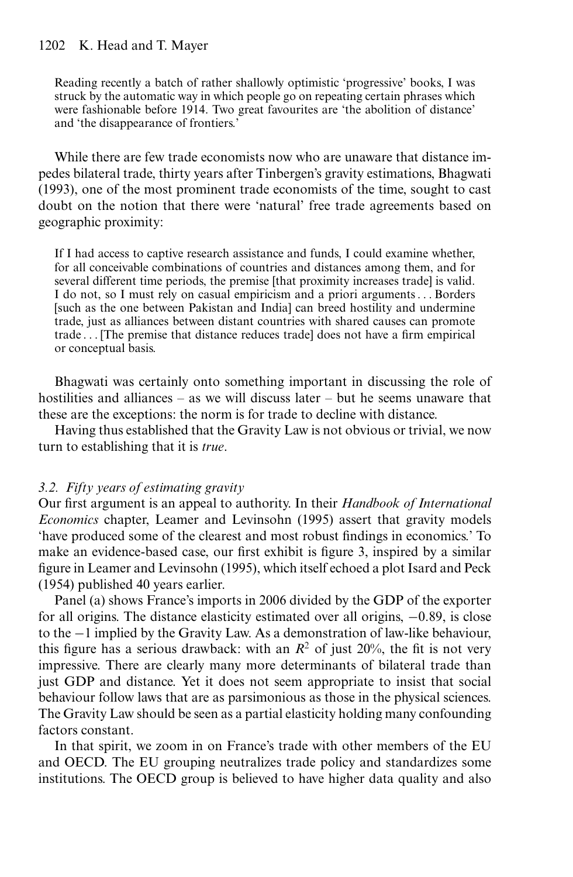> Reading recently a batch of rather shallowly optimistic 'progressive' books, I was struck by the automatic way in which people go on repeating certain phrases which were fashionable before 1914. Two great favourites are 'the abolition of distance' and 'the disappearance of frontiers.'

While there are few trade economists now who are unaware that distance impedes bilateral trade, thirty years after Tinbergen's gravity estimations, Bhagwati (1993), one of the most prominent trade economists of the time, sought to cast doubt on the notion that there were 'natural' free trade agreements based on geographic proximity:

> If I had access to captive research assistance and funds, I could examine whether, for all conceivable combinations of countries and distances among them, and for several different time periods, the premise [that proximity increases trade] is valid. I do not, so I must rely on casual empiricism and a priori arguments . . . Borders [such as the one between Pakistan and India] can breed hostility and undermine trade, just as alliances between distant countries with shared causes can promote trade . . . [The premise that distance reduces trade] does not have a firm empirical or conceptual basis.

Bhagwati was certainly onto something important in discussing the role of hostilities and alliances – as we will discuss later – but he seems unaware that these are the exceptions: the norm is for trade to decline with distance.

Having thus established that the Gravity Law is not obvious or trivial, we now turn to establishing that it is *true*.

### *3.2. Fifty years of estimating gravity*

Our first argument is an appeal to authority. In their *Handbook of International Economics* chapter, Leamer and Levinsohn (1995) assert that gravity models 'have produced some of the clearest and most robust findings in economics.' To make an evidence-based case, our first exhibit is figure 3, inspired by a similar figure in Leamer and Levinsohn (1995), which itself echoed a plot Isard and Peck (1954) published 40 years earlier.

Panel (a) shows France's imports in 2006 divided by the GDP of the exporter for all origins. The distance elasticity estimated over all origins, −0.89, is close to the −1 implied by the Gravity Law. As a demonstration of law-like behaviour, this figure has a serious drawback: with an $R^2$ of just 20%, the fit is not very impressive. There are clearly many more determinants of bilateral trade than just GDP and distance. Yet it does not seem appropriate to insist that social behaviour follow laws that are as parsimonious as those in the physical sciences. The Gravity Law should be seen as a partial elasticity holding many confounding factors constant.

In that spirit, we zoom in on France's trade with other members of the EU and OECD. The EU grouping neutralizes trade policy and standardizes some institutions. The OECD group is believed to have higher data quality and also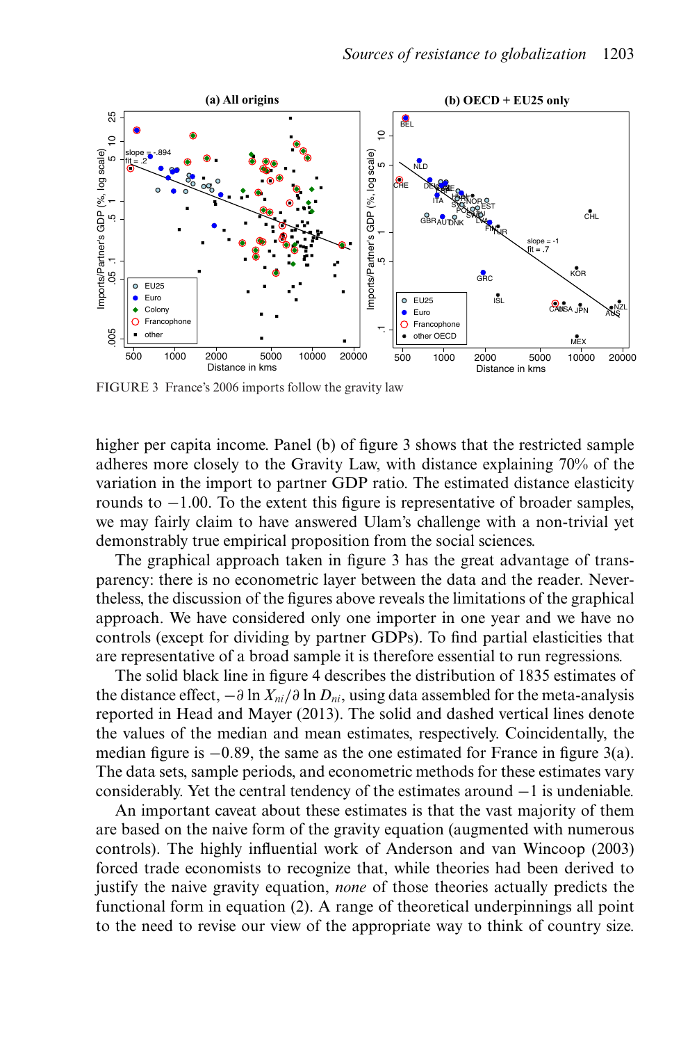FIGURE 3 France's 2006 imports follow the gravity law

higher per capita income. Panel (b) of figure 3 shows that the restricted sample adheres more closely to the Gravity Law, with distance explaining 70% of the variation in the import to partner GDP ratio. The estimated distance elasticity rounds to $-1.00$. To the extent this figure is representative of broader samples, we may fairly claim to have answered Ulam's challenge with a non-trivial yet demonstrably true empirical proposition from the social sciences.

The graphical approach taken in figure 3 has the great advantage of transparency: there is no econometric layer between the data and the reader. Nevertheless, the discussion of the figures above reveals the limitations of the graphical approach. We have considered only one importer in one year and we have no controls (except for dividing by partner GDPs). To find partial elasticities that are representative of a broad sample it is therefore essential to run regressions.

The solid black line in figure 4 describes the distribution of 1835 estimates of the distance effect, $-\partial \ln X_{ni}/\partial \ln D_{ni}$, using data assembled for the meta-analysis reported in Head and Mayer (2013). The solid and dashed vertical lines denote the values of the median and mean estimates, respectively. Coincidentally, the median figure is $-0.89$, the same as the one estimated for France in figure 3(a). The data sets, sample periods, and econometric methods for these estimates vary considerably. Yet the central tendency of the estimates around $-1$ is undeniable.

An important caveat about these estimates is that the vast majority of them are based on the naive form of the gravity equation (augmented with numerous controls). The highly influential work of Anderson and van Wincoop (2003) forced trade economists to recognize that, while theories had been derived to justify the naive gravity equation, *none* of those theories actually predicts the functional form in equation (2). A range of theoretical underpinnings all point to the need to revise our view of the appropriate way to think of country size.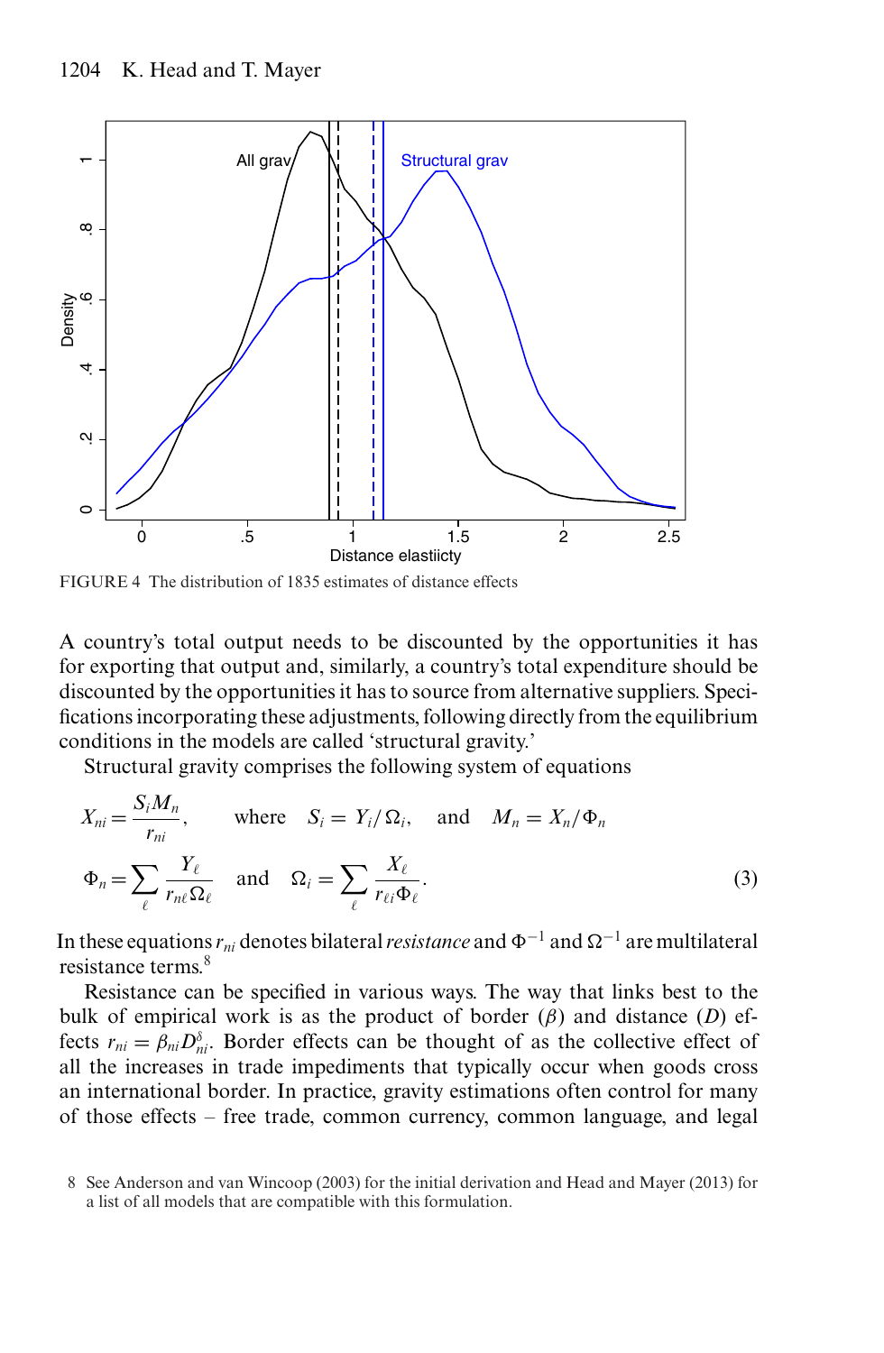FIGURE 4 The distribution of 1835 estimates of distance effects

A country's total output needs to be discounted by the opportunities it has for exporting that output and, similarly, a country's total expenditure should be discounted by the opportunities it has to source from alternative suppliers. Specifications incorporating these adjustments, following directly from the equilibrium conditions in the models are called 'structural gravity.'

Structural gravity comprises the following system of equations

$$X_{ni} = \frac{S_i M_n}{r_{ni}}, \qquad \text{where} \quad S_i = Y_i/\Omega_i, \quad \text{and} \quad M_n = X_n/\Phi_n$$

$$\Phi_n = \sum_{\ell} \frac{Y_\ell}{r_{n\ell}\Omega_\ell} \quad \text{and} \quad \Omega_i = \sum_{\ell} \frac{X_\ell}{r_{\ell i}\Phi_\ell}. \tag{3}$$

In these equations $r_{ni}$ denotes bilateral *resistance* and $\Phi^{-1}$ and $\Omega^{-1}$ are multilateral resistance terms.[8]

Resistance can be specified in various ways. The way that links best to the bulk of empirical work is as the product of border ($\beta$) and distance ($D$) effects $r_{ni} = \beta_{ni} D_{ni}^{\delta}$. Border effects can be thought of as the collective effect of all the increases in trade impediments that typically occur when goods cross an international border. In practice, gravity estimations often control for many of those effects – free trade, common currency, common language, and legal

8 See Anderson and van Wincoop (2003) for the initial derivation and Head and Mayer (2013) for a list of all models that are compatible with this formulation.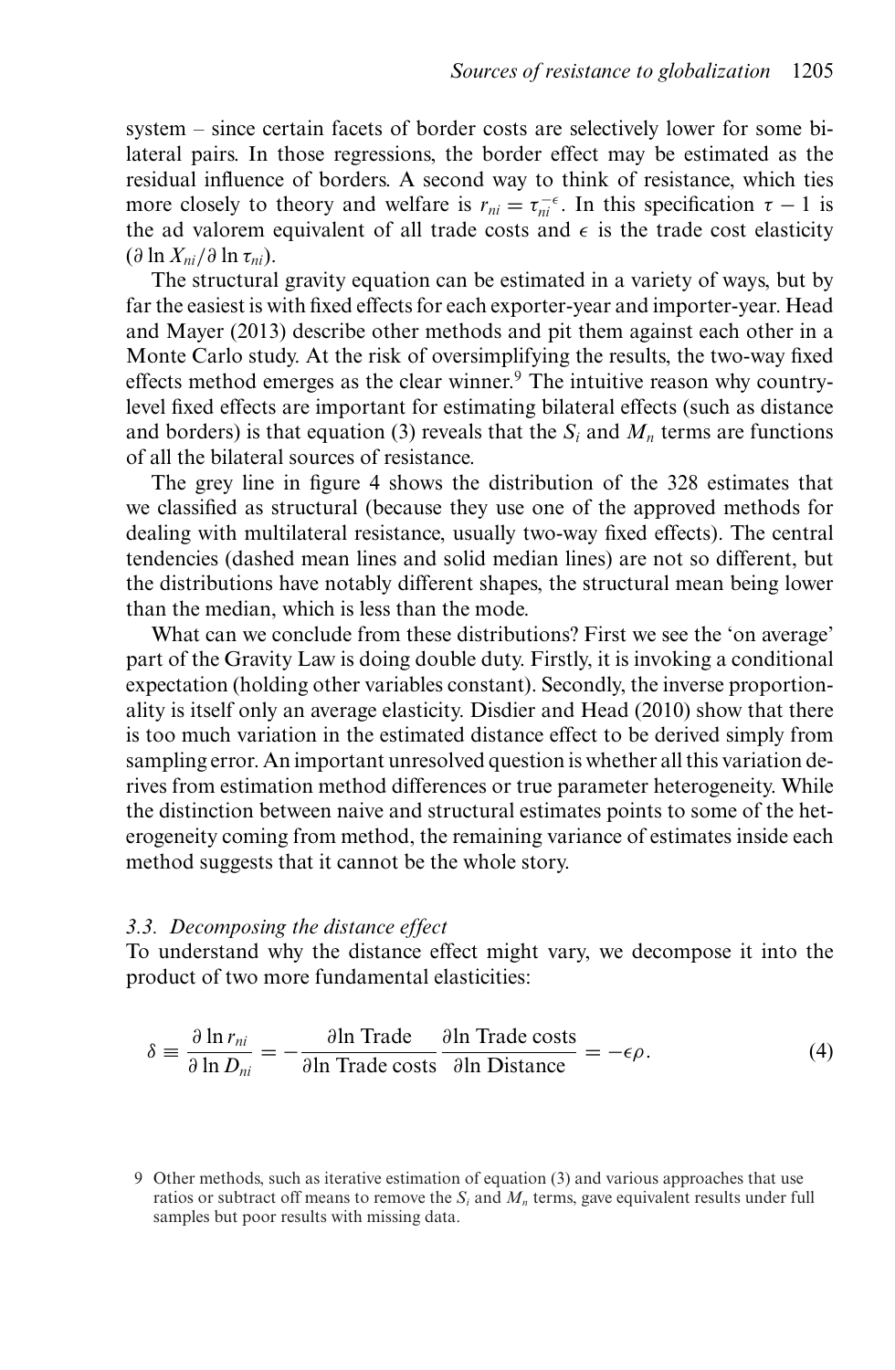system – since certain facets of border costs are selectively lower for some bilateral pairs. In those regressions, the border effect may be estimated as the residual influence of borders. A second way to think of resistance, which ties more closely to theory and welfare is $r_{ni} = \tau_{ni}^{-\epsilon}$. In this specification $\tau - 1$ is the ad valorem equivalent of all trade costs and $\epsilon$ is the trade cost elasticity ($\partial \ln X_{ni}/\partial \ln \tau_{ni}$).

The structural gravity equation can be estimated in a variety of ways, but by far the easiest is with fixed effects for each exporter-year and importer-year. Head and Mayer (2013) describe other methods and pit them against each other in a Monte Carlo study. At the risk of oversimplifying the results, the two-way fixed effects method emerges as the clear winner.[9] The intuitive reason why country-level fixed effects are important for estimating bilateral effects (such as distance and borders) is that equation (3) reveals that the $S_i$ and $M_n$ terms are functions of all the bilateral sources of resistance.

The grey line in figure 4 shows the distribution of the 328 estimates that we classified as structural (because they use one of the approved methods for dealing with multilateral resistance, usually two-way fixed effects). The central tendencies (dashed mean lines and solid median lines) are not so different, but the distributions have notably different shapes, the structural mean being lower than the median, which is less than the mode.

What can we conclude from these distributions? First we see the 'on average' part of the Gravity Law is doing double duty. Firstly, it is invoking a conditional expectation (holding other variables constant). Secondly, the inverse proportionality is itself only an average elasticity. Disdier and Head (2010) show that there is too much variation in the estimated distance effect to be derived simply from sampling error. An important unresolved question is whether all this variation derives from estimation method differences or true parameter heterogeneity. While the distinction between naive and structural estimates points to some of the heterogeneity coming from method, the remaining variance of estimates inside each method suggests that it cannot be the whole story.

### *3.3. Decomposing the distance effect*

To understand why the distance effect might vary, we decompose it into the product of two more fundamental elasticities:

$$\delta \equiv \frac{\partial \ln r_{ni}}{\partial \ln D_{ni}} = -\frac{\partial \ln \text{Trade}}{\partial \ln \text{Trade costs}} \frac{\partial \ln \text{Trade costs}}{\partial \ln \text{Distance}} = -\epsilon\rho. \tag{4}$$

9 Other methods, such as iterative estimation of equation (3) and various approaches that use ratios or subtract off means to remove the $S_i$ and $M_n$ terms, gave equivalent results under full samples but poor results with missing data.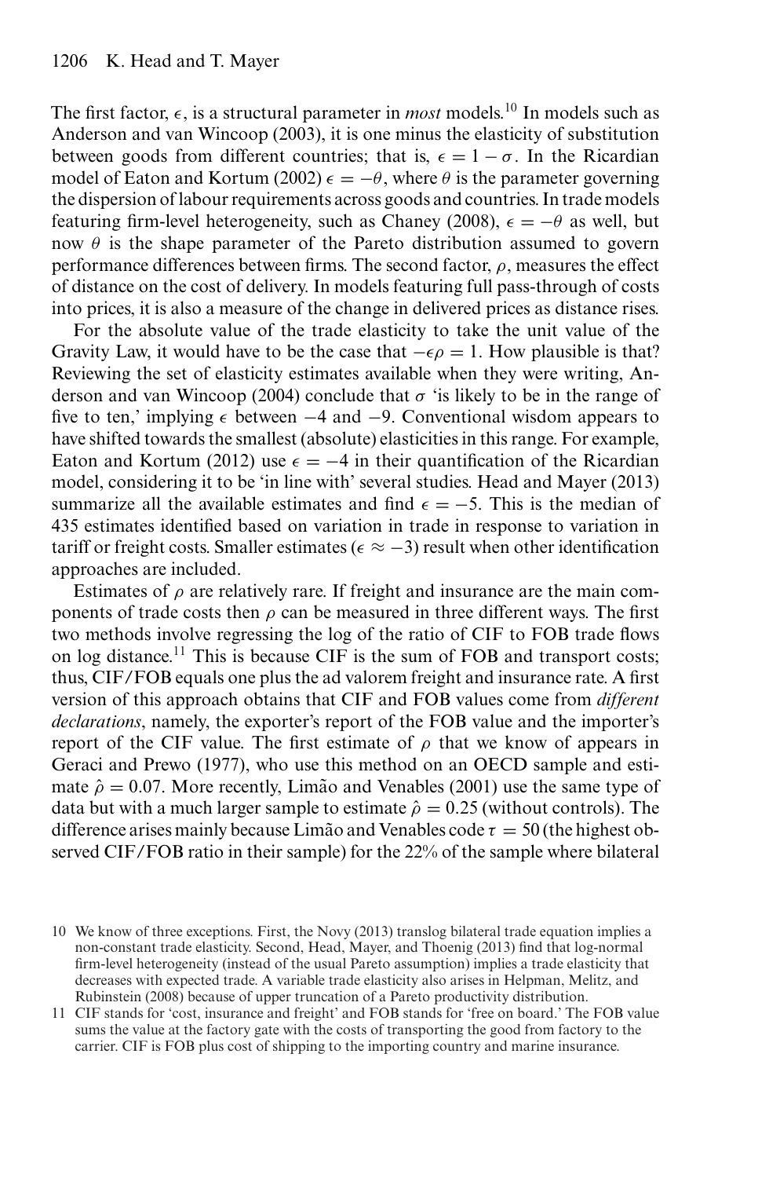The first factor, $\epsilon$, is a structural parameter in *most* models.[10] In models such as Anderson and van Wincoop (2003), it is one minus the elasticity of substitution between goods from different countries; that is, $\epsilon = 1 - \sigma$. In the Ricardian model of Eaton and Kortum (2002) $\epsilon = -\theta$, where $\theta$ is the parameter governing the dispersion of labour requirements across goods and countries. In trade models featuring firm-level heterogeneity, such as Chaney (2008), $\epsilon = -\theta$ as well, but now $\theta$ is the shape parameter of the Pareto distribution assumed to govern performance differences between firms. The second factor, $\rho$, measures the effect of distance on the cost of delivery. In models featuring full pass-through of costs into prices, it is also a measure of the change in delivered prices as distance rises.

For the absolute value of the trade elasticity to take the unit value of the Gravity Law, it would have to be the case that $-\epsilon\rho = 1$. How plausible is that? Reviewing the set of elasticity estimates available when they were writing, Anderson and van Wincoop (2004) conclude that $\sigma$ 'is likely to be in the range of five to ten,' implying $\epsilon$ between $-4$ and $-9$. Conventional wisdom appears to have shifted towards the smallest (absolute) elasticities in this range. For example, Eaton and Kortum (2012) use $\epsilon = -4$ in their quantification of the Ricardian model, considering it to be 'in line with' several studies. Head and Mayer (2013) summarize all the available estimates and find $\epsilon = -5$. This is the median of 435 estimates identified based on variation in trade in response to variation in tariff or freight costs. Smaller estimates ($\epsilon \approx -3$) result when other identification approaches are included.

Estimates of $\rho$ are relatively rare. If freight and insurance are the main components of trade costs then $\rho$ can be measured in three different ways. The first two methods involve regressing the log of the ratio of CIF to FOB trade flows on log distance.[11] This is because CIF is the sum of FOB and transport costs; thus, CIF/FOB equals one plus the ad valorem freight and insurance rate. A first version of this approach obtains that CIF and FOB values come from *different declarations*, namely, the exporter's report of the FOB value and the importer's report of the CIF value. The first estimate of $\rho$ that we know of appears in Geraci and Prewo (1977), who use this method on an OECD sample and estimate $\hat{\rho} = 0.07$. More recently, Limão and Venables (2001) use the same type of data but with a much larger sample to estimate $\hat{\rho} = 0.25$ (without controls). The difference arises mainly because Limão and Venables code $\tau = 50$ (the highest observed CIF/FOB ratio in their sample) for the 22% of the sample where bilateral

10 We know of three exceptions. First, the Novy (2013) translog bilateral trade equation implies a non-constant trade elasticity. Second, Head, Mayer, and Thoenig (2013) find that log-normal firm-level heterogeneity (instead of the usual Pareto assumption) implies a trade elasticity that decreases with expected trade. A variable trade elasticity also arises in Helpman, Melitz, and Rubinstein (2008) because of upper truncation of a Pareto productivity distribution.

11 CIF stands for 'cost, insurance and freight' and FOB stands for 'free on board.' The FOB value sums the value at the factory gate with the costs of transporting the good from factory to the carrier. CIF is FOB plus cost of shipping to the importing country and marine insurance.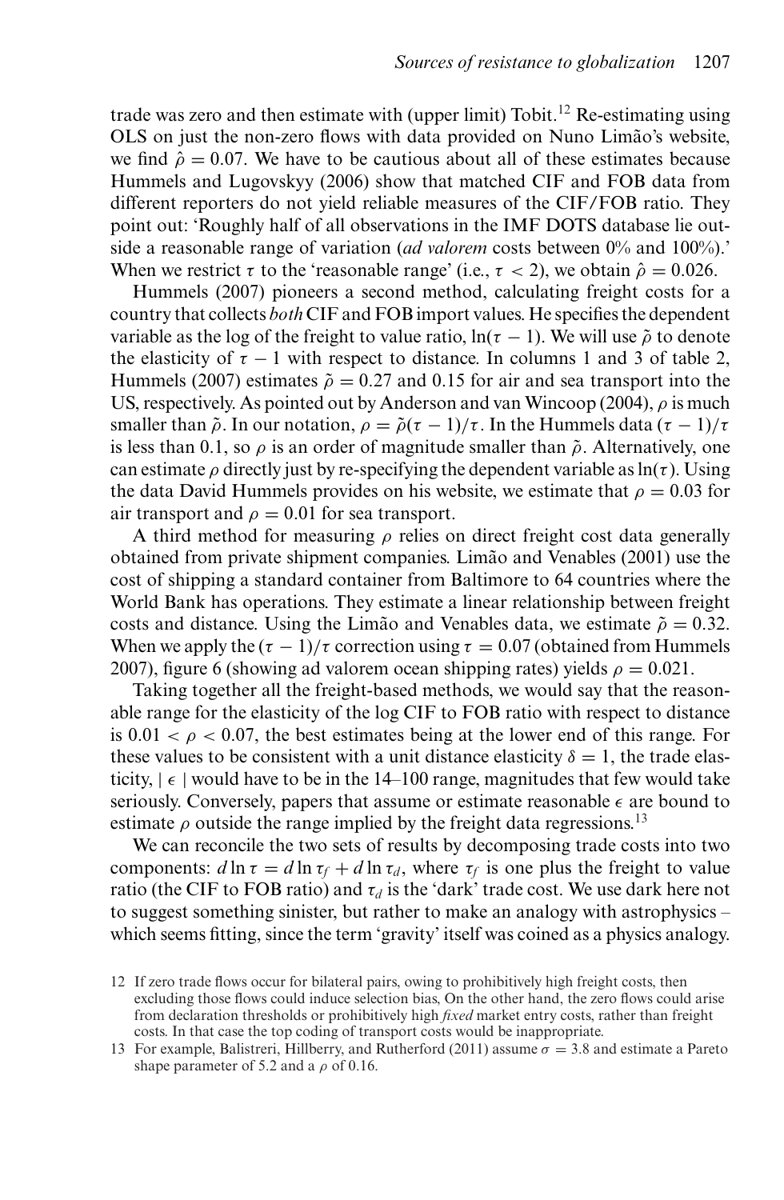trade was zero and then estimate with (upper limit) Tobit.[12] Re-estimating using OLS on just the non-zero flows with data provided on Nuno Limão's website, we find $\hat{\rho} = 0.07$. We have to be cautious about all of these estimates because Hummels and Lugovskyy (2006) show that matched CIF and FOB data from different reporters do not yield reliable measures of the CIF/FOB ratio. They point out: 'Roughly half of all observations in the IMF DOTS database lie outside a reasonable range of variation (*ad valorem* costs between 0% and 100%).' When we restrict $\tau$ to the 'reasonable range' (i.e., $\tau < 2$), we obtain $\hat{\rho} = 0.026$.

Hummels (2007) pioneers a second method, calculating freight costs for a country that collects *both* CIF and FOB import values. He specifies the dependent variable as the log of the freight to value ratio, $\ln(\tau - 1)$. We will use $\tilde{\rho}$ to denote the elasticity of $\tau - 1$ with respect to distance. In columns 1 and 3 of table 2, Hummels (2007) estimates $\tilde{\rho} = 0.27$ and 0.15 for air and sea transport into the US, respectively. As pointed out by Anderson and van Wincoop (2004), $\rho$ is much smaller than $\tilde{\rho}$. In our notation, $\rho = \tilde{\rho}(\tau - 1)/\tau$. In the Hummels data $(\tau - 1)/\tau$ is less than 0.1, so $\rho$ is an order of magnitude smaller than $\tilde{\rho}$. Alternatively, one can estimate $\rho$ directly just by re-specifying the dependent variable as $\ln(\tau)$. Using the data David Hummels provides on his website, we estimate that $\rho = 0.03$ for air transport and $\rho = 0.01$ for sea transport.

A third method for measuring $\rho$ relies on direct freight cost data generally obtained from private shipment companies. Limão and Venables (2001) use the cost of shipping a standard container from Baltimore to 64 countries where the World Bank has operations. They estimate a linear relationship between freight costs and distance. Using the Limão and Venables data, we estimate $\tilde{\rho} = 0.32$. When we apply the $(\tau - 1)/\tau$ correction using $\tau = 0.07$ (obtained from Hummels 2007), figure 6 (showing ad valorem ocean shipping rates) yields $\rho = 0.021$.

Taking together all the freight-based methods, we would say that the reasonable range for the elasticity of the log CIF to FOB ratio with respect to distance is $0.01 < \rho < 0.07$, the best estimates being at the lower end of this range. For these values to be consistent with a unit distance elasticity $\delta = 1$, the trade elasticity, $|\epsilon|$ would have to be in the 14–100 range, magnitudes that few would take seriously. Conversely, papers that assume or estimate reasonable $\epsilon$ are bound to estimate $\rho$ outside the range implied by the freight data regressions.[13]

We can reconcile the two sets of results by decomposing trade costs into two components: $d \ln \tau = d \ln \tau_f + d \ln \tau_d$, where $\tau_f$ is one plus the freight to value ratio (the CIF to FOB ratio) and $\tau_d$ is the 'dark' trade cost. We use dark here not to suggest something sinister, but rather to make an analogy with astrophysics – which seems fitting, since the term 'gravity' itself was coined as a physics analogy.

12 If zero trade flows occur for bilateral pairs, owing to prohibitively high freight costs, then excluding those flows could induce selection bias, On the other hand, the zero flows could arise from declaration thresholds or prohibitively high *fixed* market entry costs, rather than freight costs. In that case the top coding of transport costs would be inappropriate.

13 For example, Balistreri, Hillberry, and Rutherford (2011) assume $\sigma = 3.8$ and estimate a Pareto shape parameter of 5.2 and a $\rho$ of 0.16.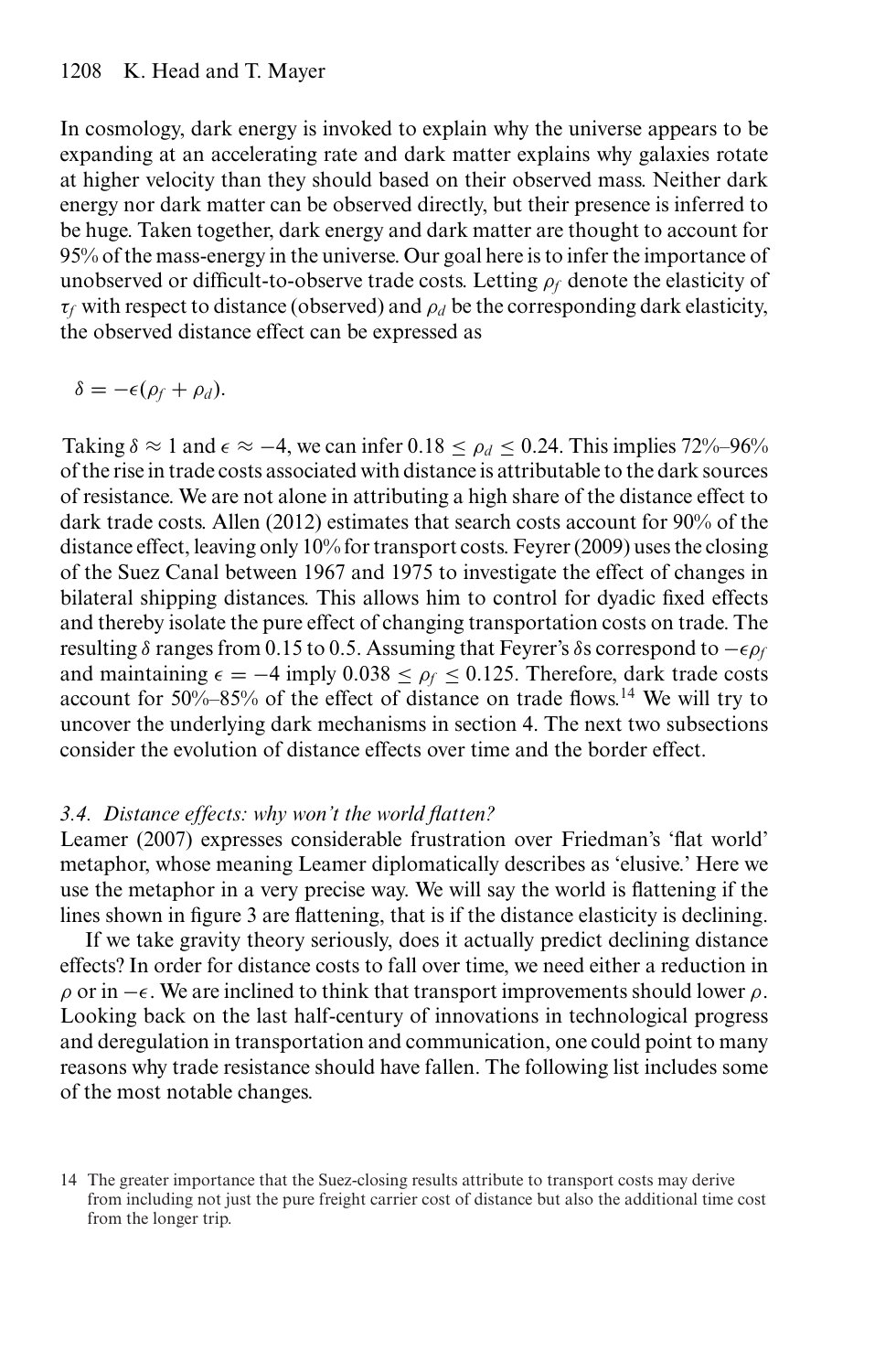In cosmology, dark energy is invoked to explain why the universe appears to be expanding at an accelerating rate and dark matter explains why galaxies rotate at higher velocity than they should based on their observed mass. Neither dark energy nor dark matter can be observed directly, but their presence is inferred to be huge. Taken together, dark energy and dark matter are thought to account for 95% of the mass-energy in the universe. Our goal here is to infer the importance of unobserved or difficult-to-observe trade costs. Letting $\rho_f$ denote the elasticity of $\tau_f$ with respect to distance (observed) and $\rho_d$ be the corresponding dark elasticity, the observed distance effect can be expressed as

$$\delta = -\epsilon(\rho_f + \rho_d).$$

Taking $\delta \approx 1$ and $\epsilon \approx -4$, we can infer $0.18 \leq \rho_d \leq 0.24$. This implies 72%–96% of the rise in trade costs associated with distance is attributable to the dark sources of resistance. We are not alone in attributing a high share of the distance effect to dark trade costs. Allen (2012) estimates that search costs account for 90% of the distance effect, leaving only 10% for transport costs. Feyrer (2009) uses the closing of the Suez Canal between 1967 and 1975 to investigate the effect of changes in bilateral shipping distances. This allows him to control for dyadic fixed effects and thereby isolate the pure effect of changing transportation costs on trade. The resulting $\delta$ ranges from 0.15 to 0.5. Assuming that Feyrer's $\delta$s correspond to $-\epsilon\rho_f$ and maintaining $\epsilon = -4$ imply $0.038 \leq \rho_f \leq 0.125$. Therefore, dark trade costs account for 50%–85% of the effect of distance on trade flows.[14] We will try to uncover the underlying dark mechanisms in section 4. The next two subsections consider the evolution of distance effects over time and the border effect.

### 3.4. *Distance effects: why won't the world flatten?*

Leamer (2007) expresses considerable frustration over Friedman's 'flat world' metaphor, whose meaning Leamer diplomatically describes as 'elusive.' Here we use the metaphor in a very precise way. We will say the world is flattening if the lines shown in figure 3 are flattening, that is if the distance elasticity is declining.

If we take gravity theory seriously, does it actually predict declining distance effects? In order for distance costs to fall over time, we need either a reduction in $\rho$ or in $-\epsilon$. We are inclined to think that transport improvements should lower $\rho$. Looking back on the last half-century of innovations in technological progress and deregulation in transportation and communication, one could point to many reasons why trade resistance should have fallen. The following list includes some of the most notable changes.

14 The greater importance that the Suez-closing results attribute to transport costs may derive from including not just the pure freight carrier cost of distance but also the additional time cost from the longer trip.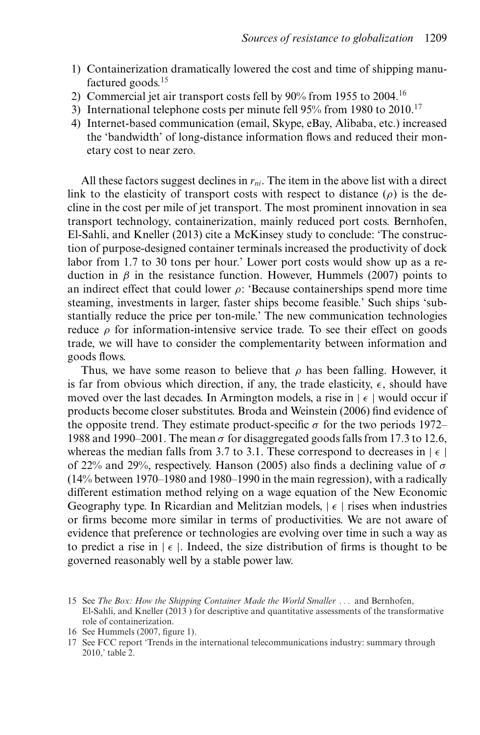1) Containerization dramatically lowered the cost and time of shipping manufactured goods.[15]
2) Commercial jet air transport costs fell by 90% from 1955 to 2004.[16]
3) International telephone costs per minute fell 95% from 1980 to 2010.[17]
4) Internet-based communication (email, Skype, eBay, Alibaba, etc.) increased the 'bandwidth' of long-distance information flows and reduced their monetary cost to near zero.

All these factors suggest declines in $r_{ni}$. The item in the above list with a direct link to the elasticity of transport costs with respect to distance ($\rho$) is the decline in the cost per mile of jet transport. The most prominent innovation in sea transport technology, containerization, mainly reduced port costs. Bernhofen, El-Sahli, and Kneller (2013) cite a McKinsey study to conclude: 'The construction of purpose-designed container terminals increased the productivity of dock labor from 1.7 to 30 tons per hour.' Lower port costs would show up as a reduction in $\beta$ in the resistance function. However, Hummels (2007) points to an indirect effect that could lower $\rho$: 'Because containerships spend more time steaming, investments in larger, faster ships become feasible.' Such ships 'substantially reduce the price per ton-mile.' The new communication technologies reduce $\rho$ for information-intensive service trade. To see their effect on goods trade, we will have to consider the complementarity between information and goods flows.

Thus, we have some reason to believe that $\rho$ has been falling. However, it is far from obvious which direction, if any, the trade elasticity, $\epsilon$, should have moved over the last decades. In Armington models, a rise in $|\epsilon|$ would occur if products become closer substitutes. Broda and Weinstein (2006) find evidence of the opposite trend. They estimate product-specific $\sigma$ for the two periods 1972–1988 and 1990–2001. The mean $\sigma$ for disaggregated goods falls from 17.3 to 12.6, whereas the median falls from 3.7 to 3.1. These correspond to decreases in $|\epsilon|$ of 22% and 29%, respectively. Hanson (2005) also finds a declining value of $\sigma$ (14% between 1970–1980 and 1980–1990 in the main regression), with a radically different estimation method relying on a wage equation of the New Economic Geography type. In Ricardian and Melitzian models, $|\epsilon|$ rises when industries or firms become more similar in terms of productivities. We are not aware of evidence that preference or technologies are evolving over time in such a way as to predict a rise in $|\epsilon|$. Indeed, the size distribution of firms is thought to be governed reasonably well by a stable power law.

15 See *The Box: How the Shipping Container Made the World Smaller* ... and Bernhofen, El-Sahli, and Kneller (2013) for descriptive and quantitative assessments of the transformative role of containerization.

16 See Hummels (2007, figure 1).

17 See FCC report 'Trends in the international telecommunications industry: summary through 2010,' table 2.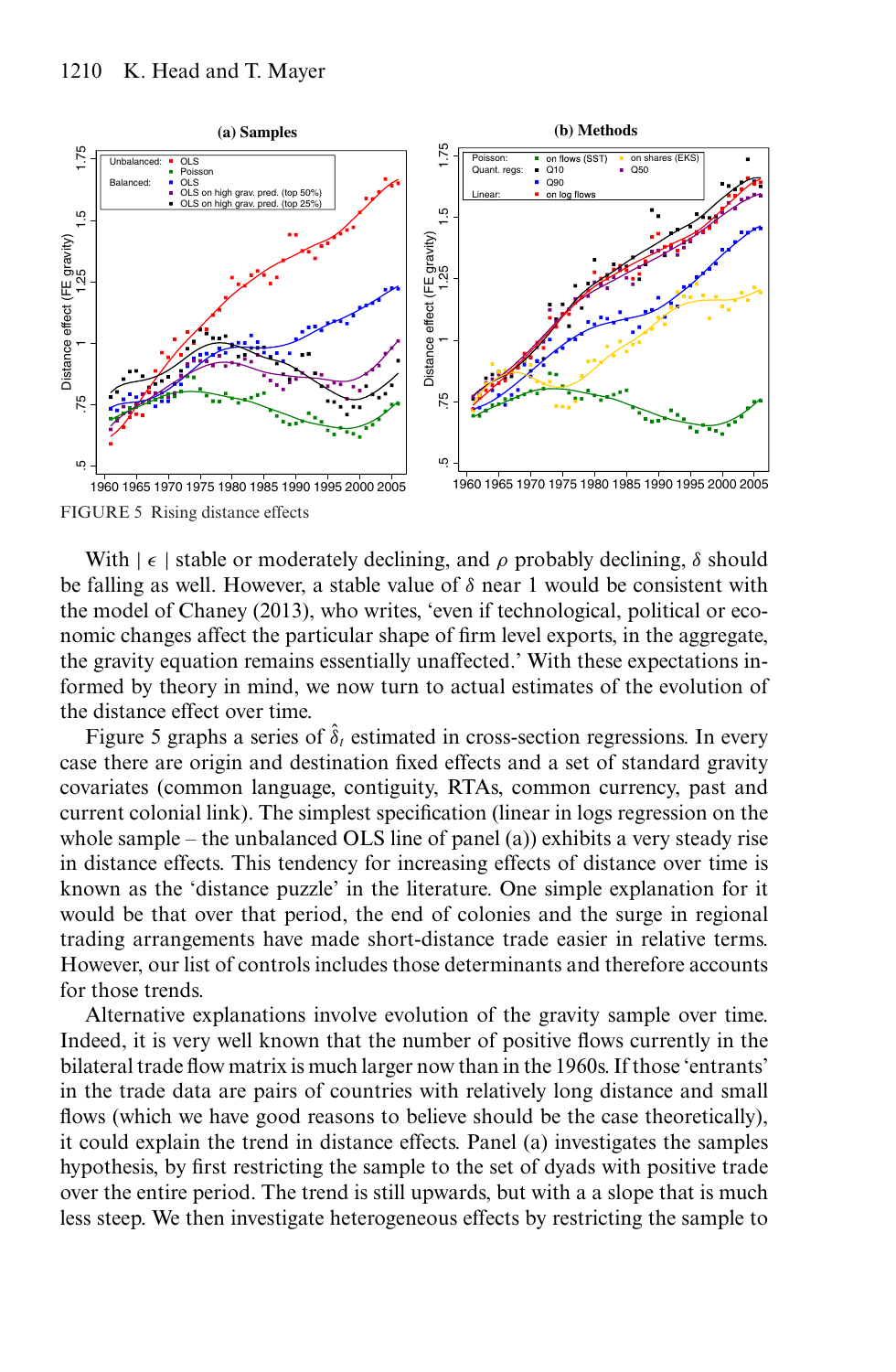FIGURE 5 Rising distance effects

With $|\epsilon|$ stable or moderately declining, and $\rho$ probably declining, $\delta$ should be falling as well. However, a stable value of $\delta$ near 1 would be consistent with the model of Chaney (2013), who writes, 'even if technological, political or economic changes affect the particular shape of firm level exports, in the aggregate, the gravity equation remains essentially unaffected.' With these expectations informed by theory in mind, we now turn to actual estimates of the evolution of the distance effect over time.

Figure 5 graphs a series of $\hat{\delta}_t$ estimated in cross-section regressions. In every case there are origin and destination fixed effects and a set of standard gravity covariates (common language, contiguity, RTAs, common currency, past and current colonial link). The simplest specification (linear in logs regression on the whole sample – the unbalanced OLS line of panel (a)) exhibits a very steady rise in distance effects. This tendency for increasing effects of distance over time is known as the 'distance puzzle' in the literature. One simple explanation for it would be that over that period, the end of colonies and the surge in regional trading arrangements have made short-distance trade easier in relative terms. However, our list of controls includes those determinants and therefore accounts for those trends.

Alternative explanations involve evolution of the gravity sample over time. Indeed, it is very well known that the number of positive flows currently in the bilateral trade flow matrix is much larger now than in the 1960s. If those 'entrants' in the trade data are pairs of countries with relatively long distance and small flows (which we have good reasons to believe should be the case theoretically), it could explain the trend in distance effects. Panel (a) investigates the samples hypothesis, by first restricting the sample to the set of dyads with positive trade over the entire period. The trend is still upwards, but with a a slope that is much less steep. We then investigate heterogeneous effects by restricting the sample to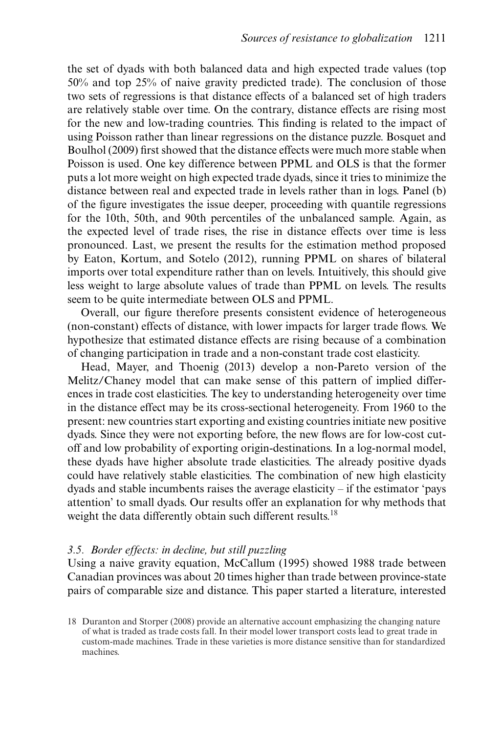the set of dyads with both balanced data and high expected trade values (top 50% and top 25% of naive gravity predicted trade). The conclusion of those two sets of regressions is that distance effects of a balanced set of high traders are relatively stable over time. On the contrary, distance effects are rising most for the new and low-trading countries. This finding is related to the impact of using Poisson rather than linear regressions on the distance puzzle. Bosquet and Boulhol (2009) first showed that the distance effects were much more stable when Poisson is used. One key difference between PPML and OLS is that the former puts a lot more weight on high expected trade dyads, since it tries to minimize the distance between real and expected trade in levels rather than in logs. Panel (b) of the figure investigates the issue deeper, proceeding with quantile regressions for the 10th, 50th, and 90th percentiles of the unbalanced sample. Again, as the expected level of trade rises, the rise in distance effects over time is less pronounced. Last, we present the results for the estimation method proposed by Eaton, Kortum, and Sotelo (2012), running PPML on shares of bilateral imports over total expenditure rather than on levels. Intuitively, this should give less weight to large absolute values of trade than PPML on levels. The results seem to be quite intermediate between OLS and PPML.

Overall, our figure therefore presents consistent evidence of heterogeneous (non-constant) effects of distance, with lower impacts for larger trade flows. We hypothesize that estimated distance effects are rising because of a combination of changing participation in trade and a non-constant trade cost elasticity.

Head, Mayer, and Thoenig (2013) develop a non-Pareto version of the Melitz/Chaney model that can make sense of this pattern of implied differences in trade cost elasticities. The key to understanding heterogeneity over time in the distance effect may be its cross-sectional heterogeneity. From 1960 to the present: new countries start exporting and existing countries initiate new positive dyads. Since they were not exporting before, the new flows are for low-cost cut-off and low probability of exporting origin-destinations. In a log-normal model, these dyads have higher absolute trade elasticities. The already positive dyads could have relatively stable elasticities. The combination of new high elasticity dyads and stable incumbents raises the average elasticity – if the estimator 'pays attention' to small dyads. Our results offer an explanation for why methods that weight the data differently obtain such different results.[18]

### *3.5. Border effects: in decline, but still puzzling*

Using a naive gravity equation, McCallum (1995) showed 1988 trade between Canadian provinces was about 20 times higher than trade between province-state pairs of comparable size and distance. This paper started a literature, interested

18 Duranton and Storper (2008) provide an alternative account emphasizing the changing nature of what is traded as trade costs fall. In their model lower transport costs lead to great trade in custom-made machines. Trade in these varieties is more distance sensitive than for standardized machines.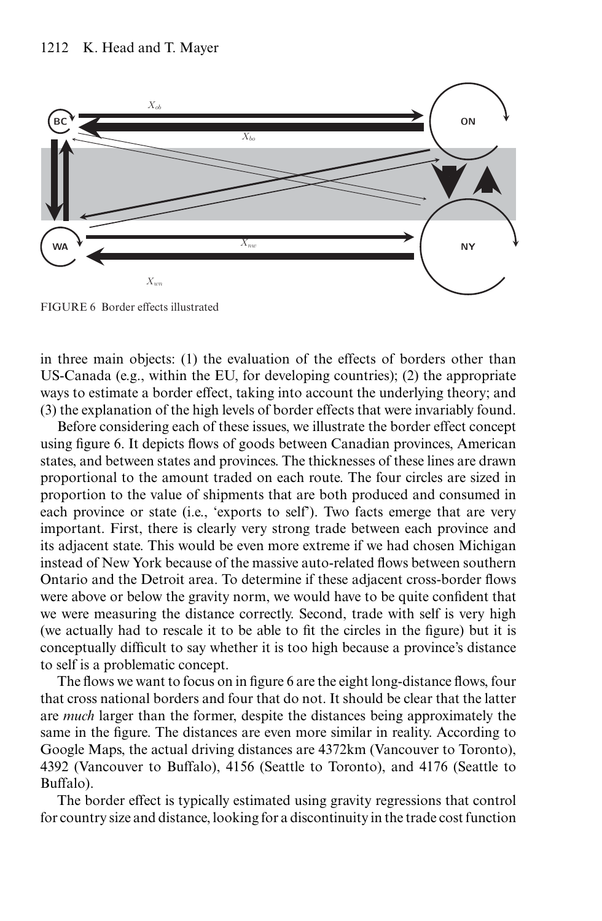FIGURE 6 Border effects illustrated

in three main objects: (1) the evaluation of the effects of borders other than US-Canada (e.g., within the EU, for developing countries); (2) the appropriate ways to estimate a border effect, taking into account the underlying theory; and (3) the explanation of the high levels of border effects that were invariably found.

Before considering each of these issues, we illustrate the border effect concept using figure 6. It depicts flows of goods between Canadian provinces, American states, and between states and provinces. The thicknesses of these lines are drawn proportional to the amount traded on each route. The four circles are sized in proportion to the value of shipments that are both produced and consumed in each province or state (i.e., 'exports to self'). Two facts emerge that are very important. First, there is clearly very strong trade between each province and its adjacent state. This would be even more extreme if we had chosen Michigan instead of New York because of the massive auto-related flows between southern Ontario and the Detroit area. To determine if these adjacent cross-border flows were above or below the gravity norm, we would have to be quite confident that we were measuring the distance correctly. Second, trade with self is very high (we actually had to rescale it to be able to fit the circles in the figure) but it is conceptually difficult to say whether it is too high because a province's distance to self is a problematic concept.

The flows we want to focus on in figure 6 are the eight long-distance flows, four that cross national borders and four that do not. It should be clear that the latter are *much* larger than the former, despite the distances being approximately the same in the figure. The distances are even more similar in reality. According to Google Maps, the actual driving distances are 4372km (Vancouver to Toronto), 4392 (Vancouver to Buffalo), 4156 (Seattle to Toronto), and 4176 (Seattle to Buffalo).

The border effect is typically estimated using gravity regressions that control for country size and distance, looking for a discontinuity in the trade cost function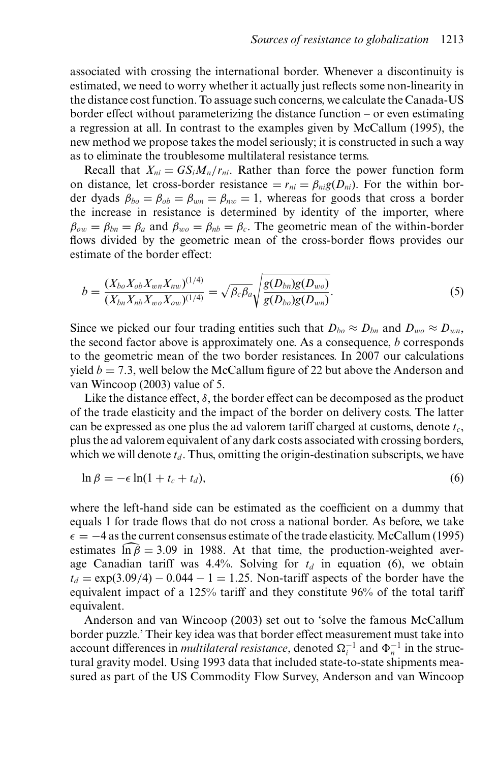associated with crossing the international border. Whenever a discontinuity is estimated, we need to worry whether it actually just reflects some non-linearity in the distance cost function. To assuage such concerns, we calculate the Canada-US border effect without parameterizing the distance function – or even estimating a regression at all. In contrast to the examples given by McCallum (1995), the new method we propose takes the model seriously; it is constructed in such a way as to eliminate the troublesome multilateral resistance terms.

Recall that $X_{ni} = GS_i M_n / r_{ni}$. Rather than force the power function form on distance, let cross-border resistance $= r_{ni} = \beta_{ni} g(D_{ni})$. For the within border dyads $\beta_{bo} = \beta_{ob} = \beta_{wn} = \beta_{nw} = 1$, whereas for goods that cross a border the increase in resistance is determined by identity of the importer, where $\beta_{ow} = \beta_{bn} = \beta_a$ and $\beta_{wo} = \beta_{nb} = \beta_c$. The geometric mean of the within-border flows divided by the geometric mean of the cross-border flows provides our estimate of the border effect:

$$b = \frac{(X_{bo} X_{ob} X_{wn} X_{nw})^{(1/4)}}{(X_{bn} X_{nb} X_{wo} X_{ow})^{(1/4)}} = \sqrt{\beta_c \beta_a} \sqrt{\frac{g(D_{bn}) g(D_{wo})}{g(D_{bo}) g(D_{wn})}}. \tag{5}$$

Since we picked our four trading entities such that $D_{bo} \approx D_{bn}$ and $D_{wo} \approx D_{wn}$, the second factor above is approximately one. As a consequence, $b$ corresponds to the geometric mean of the two border resistances. In 2007 our calculations yield $b = 7.3$, well below the McCallum figure of 22 but above the Anderson and van Wincoop (2003) value of 5.

Like the distance effect, $\delta$, the border effect can be decomposed as the product of the trade elasticity and the impact of the border on delivery costs. The latter can be expressed as one plus the ad valorem tariff charged at customs, denote $t_c$, plus the ad valorem equivalent of any dark costs associated with crossing borders, which we will denote $t_d$. Thus, omitting the origin-destination subscripts, we have

$$\ln \beta = -\epsilon \ln(1 + t_c + t_d), \tag{6}$$

where the left-hand side can be estimated as the coefficient on a dummy that equals 1 for trade flows that do not cross a national border. As before, we take $\epsilon = -4$ as the current consensus estimate of the trade elasticity. McCallum (1995) estimates $\widehat{\ln \beta} = 3.09$ in 1988. At that time, the production-weighted average Canadian tariff was 4.4%. Solving for $t_d$ in equation (6), we obtain $t_d = \exp(3.09/4) - 0.044 - 1 = 1.25$. Non-tariff aspects of the border have the equivalent impact of a 125% tariff and they constitute 96% of the total tariff equivalent.

Anderson and van Wincoop (2003) set out to 'solve the famous McCallum border puzzle.' Their key idea was that border effect measurement must take into account differences in *multilateral resistance*, denoted $\Omega_i^{-1}$ and $\Phi_n^{-1}$ in the structural gravity model. Using 1993 data that included state-to-state shipments measured as part of the US Commodity Flow Survey, Anderson and van Wincoop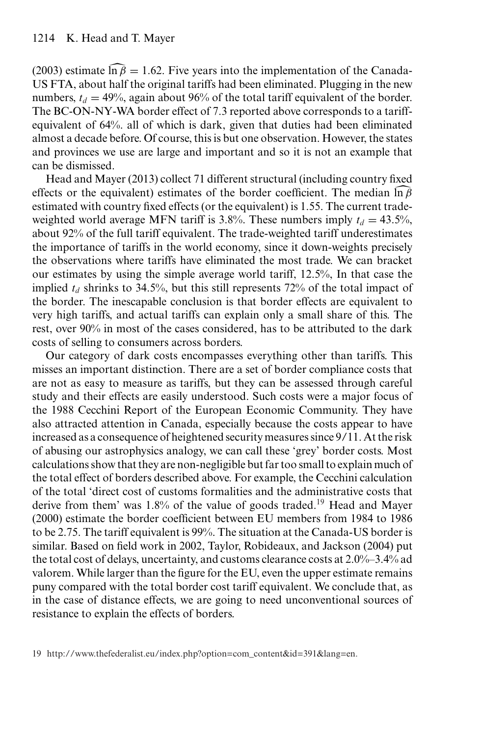(2003) estimate $\widehat{\ln \beta} = 1.62$. Five years into the implementation of the Canada-US FTA, about half the original tariffs had been eliminated. Plugging in the new numbers, $t_d = 49\%$, again about 96% of the total tariff equivalent of the border. The BC-ON-NY-WA border effect of 7.3 reported above corresponds to a tariff-equivalent of 64%. all of which is dark, given that duties had been eliminated almost a decade before. Of course, this is but one observation. However, the states and provinces we use are large and important and so it is not an example that can be dismissed.

Head and Mayer (2013) collect 71 different structural (including country fixed effects or the equivalent) estimates of the border coefficient. The median $\widehat{\ln \beta}$ estimated with country fixed effects (or the equivalent) is 1.55. The current trade-weighted world average MFN tariff is 3.8%. These numbers imply $t_d = 43.5\%$, about 92% of the full tariff equivalent. The trade-weighted tariff underestimates the importance of tariffs in the world economy, since it down-weights precisely the observations where tariffs have eliminated the most trade. We can bracket our estimates by using the simple average world tariff, 12.5%, In that case the implied $t_d$ shrinks to 34.5%, but this still represents 72% of the total impact of the border. The inescapable conclusion is that border effects are equivalent to very high tariffs, and actual tariffs can explain only a small share of this. The rest, over 90% in most of the cases considered, has to be attributed to the dark costs of selling to consumers across borders.

Our category of dark costs encompasses everything other than tariffs. This misses an important distinction. There are a set of border compliance costs that are not as easy to measure as tariffs, but they can be assessed through careful study and their effects are easily understood. Such costs were a major focus of the 1988 Cecchini Report of the European Economic Community. They have also attracted attention in Canada, especially because the costs appear to have increased as a consequence of heightened security measures since 9/11. At the risk of abusing our astrophysics analogy, we can call these 'grey' border costs. Most calculations show that they are non-negligible but far too small to explain much of the total effect of borders described above. For example, the Cecchini calculation of the total 'direct cost of customs formalities and the administrative costs that derive from them' was 1.8% of the value of goods traded.[19] Head and Mayer (2000) estimate the border coefficient between EU members from 1984 to 1986 to be 2.75. The tariff equivalent is 99%. The situation at the Canada-US border is similar. Based on field work in 2002, Taylor, Robideaux, and Jackson (2004) put the total cost of delays, uncertainty, and customs clearance costs at 2.0%–3.4% ad valorem. While larger than the figure for the EU, even the upper estimate remains puny compared with the total border cost tariff equivalent. We conclude that, as in the case of distance effects, we are going to need unconventional sources of resistance to explain the effects of borders.

19 http://www.thefederalist.eu/index.php?option=com_content&id=391&lang=en.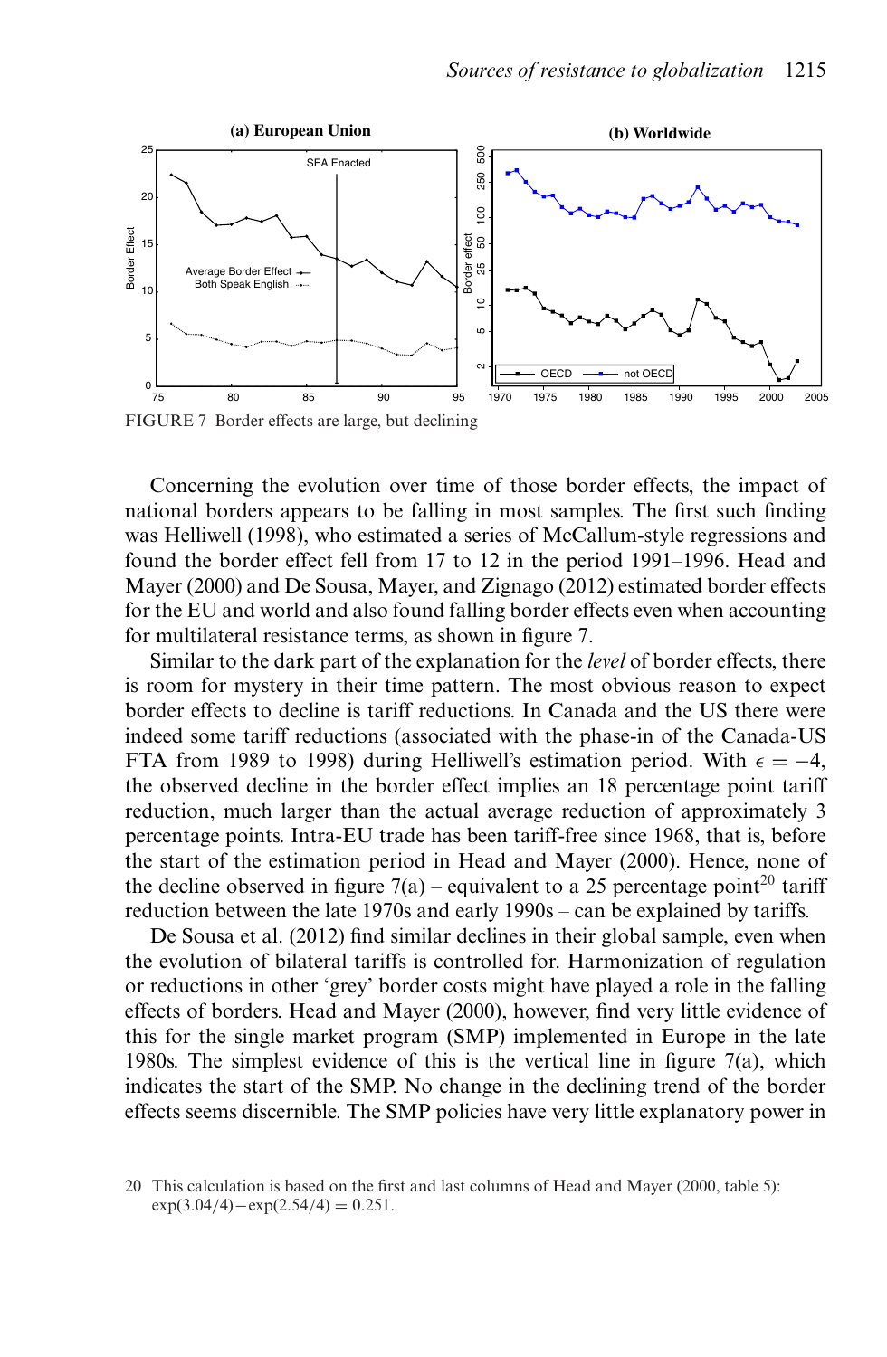FIGURE 7 Border effects are large, but declining

Concerning the evolution over time of those border effects, the impact of national borders appears to be falling in most samples. The first such finding was Helliwell (1998), who estimated a series of McCallum-style regressions and found the border effect fell from 17 to 12 in the period 1991–1996. Head and Mayer (2000) and De Sousa, Mayer, and Zignago (2012) estimated border effects for the EU and world and also found falling border effects even when accounting for multilateral resistance terms, as shown in figure 7.

Similar to the dark part of the explanation for the *level* of border effects, there is room for mystery in their time pattern. The most obvious reason to expect border effects to decline is tariff reductions. In Canada and the US there were indeed some tariff reductions (associated with the phase-in of the Canada-US FTA from 1989 to 1998) during Helliwell's estimation period. With $\epsilon = -4$, the observed decline in the border effect implies an 18 percentage point tariff reduction, much larger than the actual average reduction of approximately 3 percentage points. Intra-EU trade has been tariff-free since 1968, that is, before the start of the estimation period in Head and Mayer (2000). Hence, none of the decline observed in figure 7(a) – equivalent to a 25 percentage point[20] tariff reduction between the late 1970s and early 1990s – can be explained by tariffs.

De Sousa et al. (2012) find similar declines in their global sample, even when the evolution of bilateral tariffs is controlled for. Harmonization of regulation or reductions in other 'grey' border costs might have played a role in the falling effects of borders. Head and Mayer (2000), however, find very little evidence of this for the single market program (SMP) implemented in Europe in the late 1980s. The simplest evidence of this is the vertical line in figure 7(a), which indicates the start of the SMP. No change in the declining trend of the border effects seems discernible. The SMP policies have very little explanatory power in

20 This calculation is based on the first and last columns of Head and Mayer (2000, table 5): $\exp(3.04/4) - \exp(2.54/4) = 0.251$.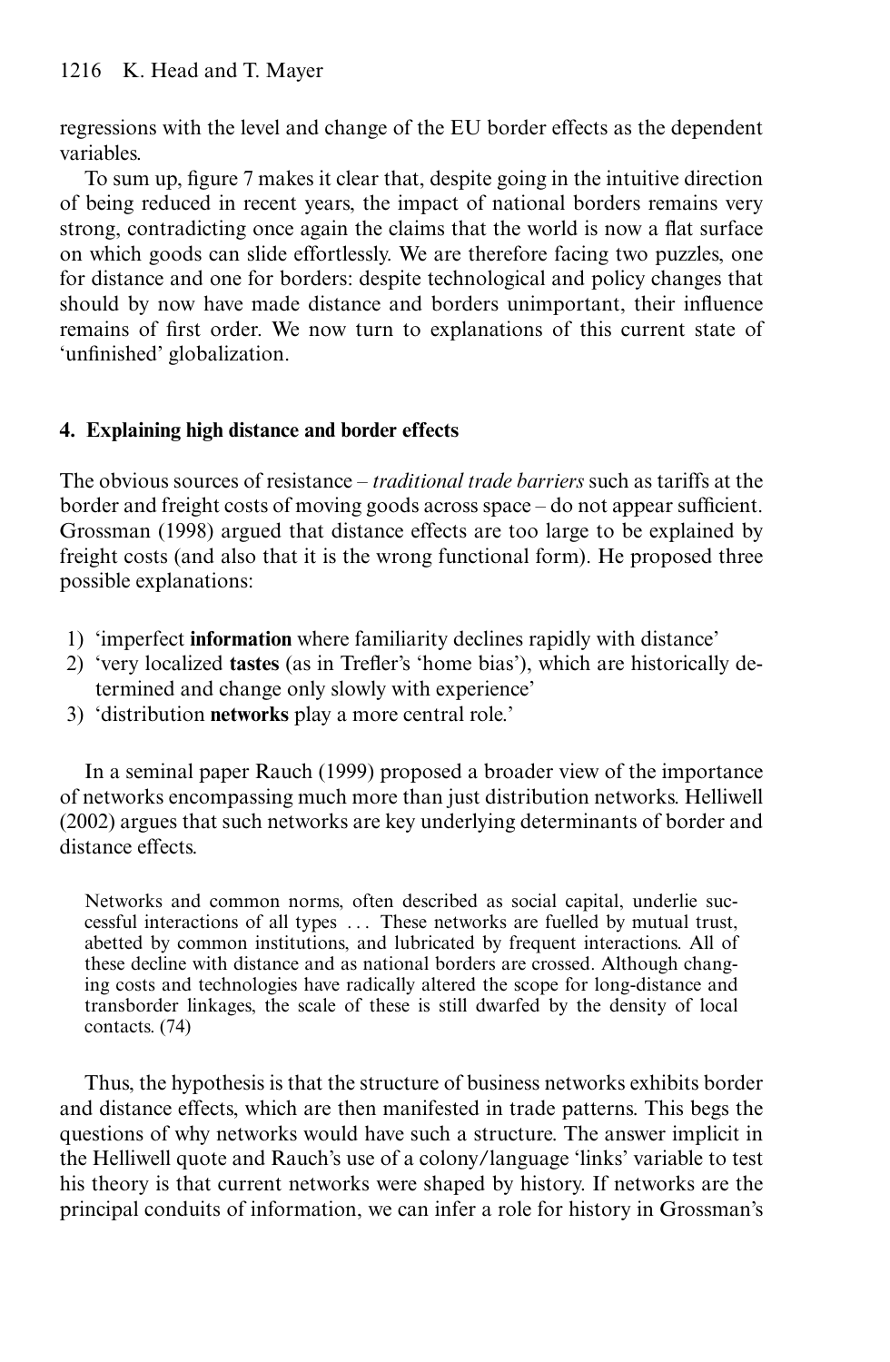regressions with the level and change of the EU border effects as the dependent variables.

To sum up, figure 7 makes it clear that, despite going in the intuitive direction of being reduced in recent years, the impact of national borders remains very strong, contradicting once again the claims that the world is now a flat surface on which goods can slide effortlessly. We are therefore facing two puzzles, one for distance and one for borders: despite technological and policy changes that should by now have made distance and borders unimportant, their influence remains of first order. We now turn to explanations of this current state of 'unfinished' globalization.

## 4. Explaining high distance and border effects

The obvious sources of resistance – *traditional trade barriers* such as tariffs at the border and freight costs of moving goods across space – do not appear sufficient. Grossman (1998) argued that distance effects are too large to be explained by freight costs (and also that it is the wrong functional form). He proposed three possible explanations:

1) 'imperfect **information** where familiarity declines rapidly with distance'
2) 'very localized **tastes** (as in Trefler's 'home bias'), which are historically determined and change only slowly with experience'
3) 'distribution **networks** play a more central role.'

In a seminal paper Rauch (1999) proposed a broader view of the importance of networks encompassing much more than just distribution networks. Helliwell (2002) argues that such networks are key underlying determinants of border and distance effects.

> Networks and common norms, often described as social capital, underlie successful interactions of all types ... These networks are fuelled by mutual trust, abetted by common institutions, and lubricated by frequent interactions. All of these decline with distance and as national borders are crossed. Although changing costs and technologies have radically altered the scope for long-distance and transborder linkages, the scale of these is still dwarfed by the density of local contacts. (74)

Thus, the hypothesis is that the structure of business networks exhibits border and distance effects, which are then manifested in trade patterns. This begs the questions of why networks would have such a structure. The answer implicit in the Helliwell quote and Rauch's use of a colony/language 'links' variable to test his theory is that current networks were shaped by history. If networks are the principal conduits of information, we can infer a role for history in Grossman's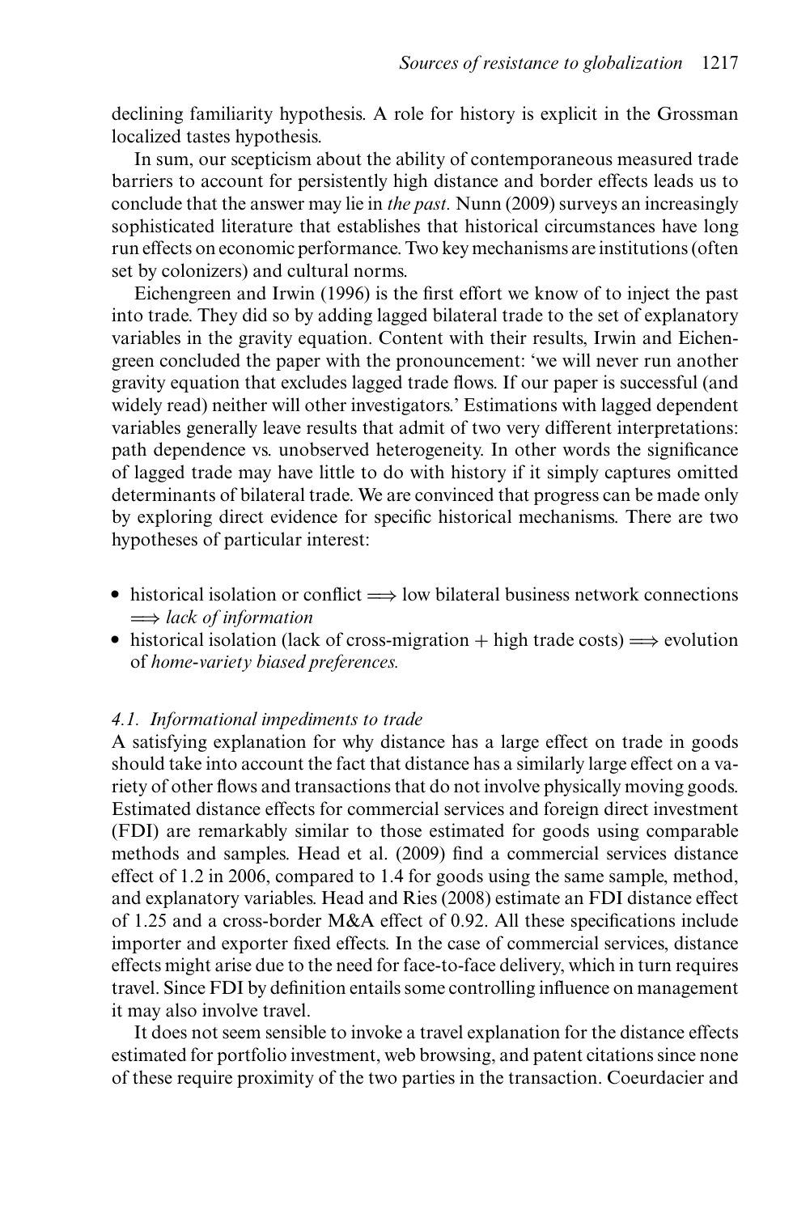declining familiarity hypothesis. A role for history is explicit in the Grossman localized tastes hypothesis.

In sum, our scepticism about the ability of contemporaneous measured trade barriers to account for persistently high distance and border effects leads us to conclude that the answer may lie in *the past.* Nunn (2009) surveys an increasingly sophisticated literature that establishes that historical circumstances have long run effects on economic performance. Two key mechanisms are institutions (often set by colonizers) and cultural norms.

Eichengreen and Irwin (1996) is the first effort we know of to inject the past into trade. They did so by adding lagged bilateral trade to the set of explanatory variables in the gravity equation. Content with their results, Irwin and Eichengreen concluded the paper with the pronouncement: 'we will never run another gravity equation that excludes lagged trade flows. If our paper is successful (and widely read) neither will other investigators.' Estimations with lagged dependent variables generally leave results that admit of two very different interpretations: path dependence vs. unobserved heterogeneity. In other words the significance of lagged trade may have little to do with history if it simply captures omitted determinants of bilateral trade. We are convinced that progress can be made only by exploring direct evidence for specific historical mechanisms. There are two hypotheses of particular interest:

- historical isolation or conflict $\Longrightarrow$ low bilateral business network connections $\Longrightarrow$ *lack of information*
- historical isolation (lack of cross-migration + high trade costs) $\Longrightarrow$ evolution of *home-variety biased preferences.*

### 4.1. *Informational impediments to trade*

A satisfying explanation for why distance has a large effect on trade in goods should take into account the fact that distance has a similarly large effect on a variety of other flows and transactions that do not involve physically moving goods. Estimated distance effects for commercial services and foreign direct investment (FDI) are remarkably similar to those estimated for goods using comparable methods and samples. Head et al. (2009) find a commercial services distance effect of 1.2 in 2006, compared to 1.4 for goods using the same sample, method, and explanatory variables. Head and Ries (2008) estimate an FDI distance effect of 1.25 and a cross-border M&A effect of 0.92. All these specifications include importer and exporter fixed effects. In the case of commercial services, distance effects might arise due to the need for face-to-face delivery, which in turn requires travel. Since FDI by definition entails some controlling influence on management it may also involve travel.

It does not seem sensible to invoke a travel explanation for the distance effects estimated for portfolio investment, web browsing, and patent citations since none of these require proximity of the two parties in the transaction. Coeurdacier and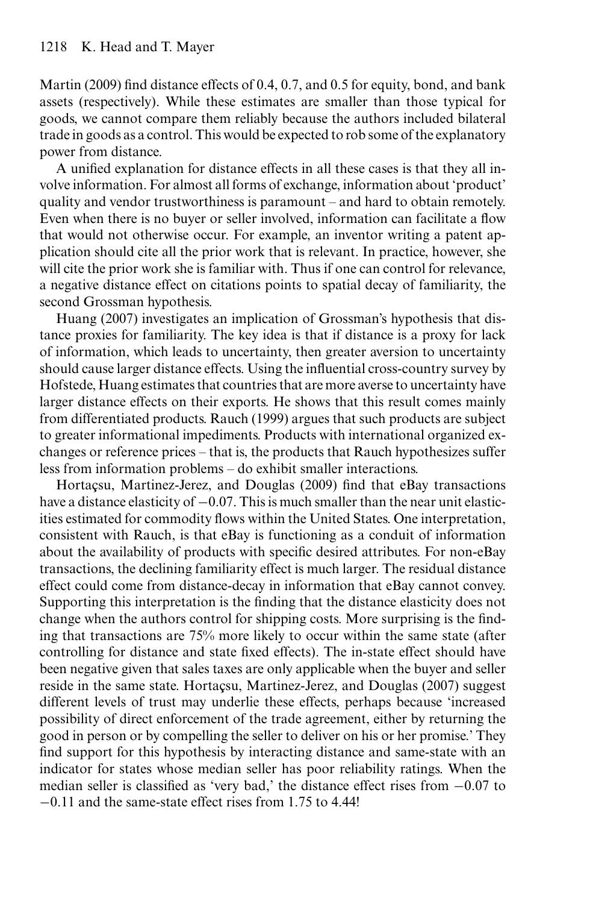Martin (2009) find distance effects of 0.4, 0.7, and 0.5 for equity, bond, and bank assets (respectively). While these estimates are smaller than those typical for goods, we cannot compare them reliably because the authors included bilateral trade in goods as a control. This would be expected to rob some of the explanatory power from distance.

A unified explanation for distance effects in all these cases is that they all involve information. For almost all forms of exchange, information about 'product' quality and vendor trustworthiness is paramount – and hard to obtain remotely. Even when there is no buyer or seller involved, information can facilitate a flow that would not otherwise occur. For example, an inventor writing a patent application should cite all the prior work that is relevant. In practice, however, she will cite the prior work she is familiar with. Thus if one can control for relevance, a negative distance effect on citations points to spatial decay of familiarity, the second Grossman hypothesis.

Huang (2007) investigates an implication of Grossman's hypothesis that distance proxies for familiarity. The key idea is that if distance is a proxy for lack of information, which leads to uncertainty, then greater aversion to uncertainty should cause larger distance effects. Using the influential cross-country survey by Hofstede, Huang estimates that countries that are more averse to uncertainty have larger distance effects on their exports. He shows that this result comes mainly from differentiated products. Rauch (1999) argues that such products are subject to greater informational impediments. Products with international organized exchanges or reference prices – that is, the products that Rauch hypothesizes suffer less from information problems – do exhibit smaller interactions.

Hortaçsu, Martinez-Jerez, and Douglas (2009) find that eBay transactions have a distance elasticity of $-0.07$. This is much smaller than the near unit elasticities estimated for commodity flows within the United States. One interpretation, consistent with Rauch, is that eBay is functioning as a conduit of information about the availability of products with specific desired attributes. For non-eBay transactions, the declining familiarity effect is much larger. The residual distance effect could come from distance-decay in information that eBay cannot convey. Supporting this interpretation is the finding that the distance elasticity does not change when the authors control for shipping costs. More surprising is the finding that transactions are 75% more likely to occur within the same state (after controlling for distance and state fixed effects). The in-state effect should have been negative given that sales taxes are only applicable when the buyer and seller reside in the same state. Hortaçsu, Martinez-Jerez, and Douglas (2007) suggest different levels of trust may underlie these effects, perhaps because 'increased possibility of direct enforcement of the trade agreement, either by returning the good in person or by compelling the seller to deliver on his or her promise.' They find support for this hypothesis by interacting distance and same-state with an indicator for states whose median seller has poor reliability ratings. When the median seller is classified as 'very bad,' the distance effect rises from $-0.07$ to $-0.11$ and the same-state effect rises from 1.75 to 4.44!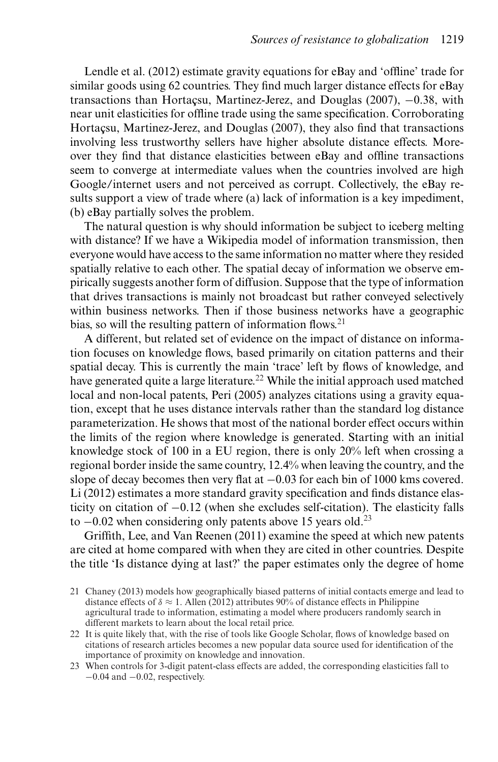Lendle et al. (2012) estimate gravity equations for eBay and 'offline' trade for similar goods using 62 countries. They find much larger distance effects for eBay transactions than Hortaçsu, Martinez-Jerez, and Douglas (2007), $-0.38$, with near unit elasticities for offline trade using the same specification. Corroborating Hortaçsu, Martinez-Jerez, and Douglas (2007), they also find that transactions involving less trustworthy sellers have higher absolute distance effects. Moreover they find that distance elasticities between eBay and offline transactions seem to converge at intermediate values when the countries involved are high Google/internet users and not perceived as corrupt. Collectively, the eBay results support a view of trade where (a) lack of information is a key impediment, (b) eBay partially solves the problem.

The natural question is why should information be subject to iceberg melting with distance? If we have a Wikipedia model of information transmission, then everyone would have access to the same information no matter where they resided spatially relative to each other. The spatial decay of information we observe empirically suggests another form of diffusion. Suppose that the type of information that drives transactions is mainly not broadcast but rather conveyed selectively within business networks. Then if those business networks have a geographic bias, so will the resulting pattern of information flows.[21]

A different, but related set of evidence on the impact of distance on information focuses on knowledge flows, based primarily on citation patterns and their spatial decay. This is currently the main 'trace' left by flows of knowledge, and have generated quite a large literature.[22] While the initial approach used matched local and non-local patents, Peri (2005) analyzes citations using a gravity equation, except that he uses distance intervals rather than the standard log distance parameterization. He shows that most of the national border effect occurs within the limits of the region where knowledge is generated. Starting with an initial knowledge stock of 100 in a EU region, there is only 20% left when crossing a regional border inside the same country, 12.4% when leaving the country, and the slope of decay becomes then very flat at $-0.03$ for each bin of 1000 kms covered. Li (2012) estimates a more standard gravity specification and finds distance elasticity on citation of $-0.12$ (when she excludes self-citation). The elasticity falls to $-0.02$ when considering only patents above 15 years old.[23]

Griffith, Lee, and Van Reenen (2011) examine the speed at which new patents are cited at home compared with when they are cited in other countries. Despite the title 'Is distance dying at last?' the paper estimates only the degree of home

21 Chaney (2013) models how geographically biased patterns of initial contacts emerge and lead to distance effects of $\delta \approx 1$. Allen (2012) attributes 90% of distance effects in Philippine agricultural trade to information, estimating a model where producers randomly search in different markets to learn about the local retail price.

22 It is quite likely that, with the rise of tools like Google Scholar, flows of knowledge based on citations of research articles becomes a new popular data source used for identification of the importance of proximity on knowledge and innovation.

23 When controls for 3-digit patent-class effects are added, the corresponding elasticities fall to $-0.04$ and $-0.02$, respectively.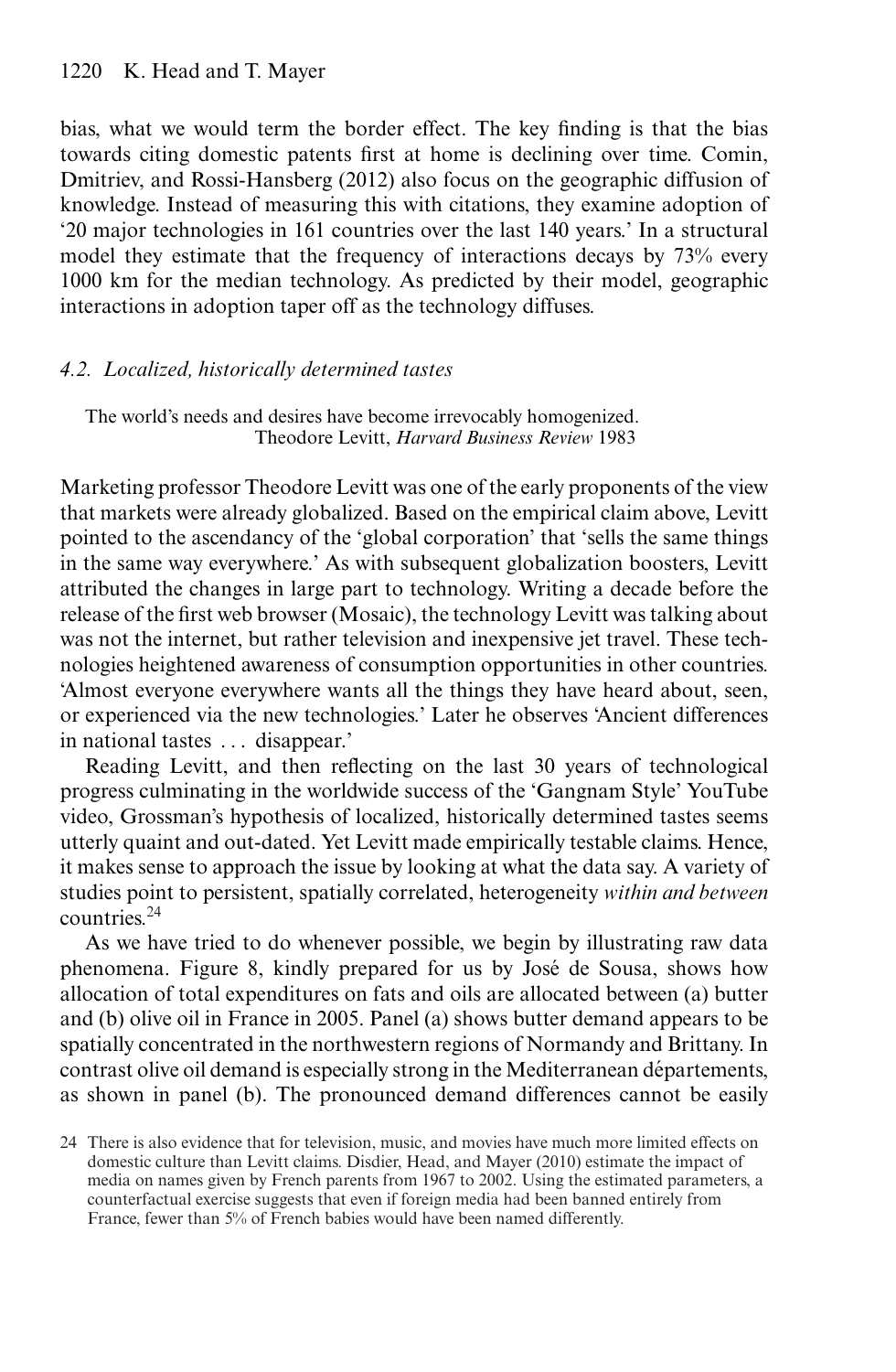bias, what we would term the border effect. The key finding is that the bias towards citing domestic patents first at home is declining over time. Comin, Dmitriev, and Rossi-Hansberg (2012) also focus on the geographic diffusion of knowledge. Instead of measuring this with citations, they examine adoption of '20 major technologies in 161 countries over the last 140 years.' In a structural model they estimate that the frequency of interactions decays by 73% every 1000 km for the median technology. As predicted by their model, geographic interactions in adoption taper off as the technology diffuses.

### *4.2. Localized, historically determined tastes*

> The world's needs and desires have become irrevocably homogenized.
> Theodore Levitt, *Harvard Business Review* 1983

Marketing professor Theodore Levitt was one of the early proponents of the view that markets were already globalized. Based on the empirical claim above, Levitt pointed to the ascendancy of the 'global corporation' that 'sells the same things in the same way everywhere.' As with subsequent globalization boosters, Levitt attributed the changes in large part to technology. Writing a decade before the release of the first web browser (Mosaic), the technology Levitt was talking about was not the internet, but rather television and inexpensive jet travel. These technologies heightened awareness of consumption opportunities in other countries. 'Almost everyone everywhere wants all the things they have heard about, seen, or experienced via the new technologies.' Later he observes 'Ancient differences in national tastes . . . disappear.'

Reading Levitt, and then reflecting on the last 30 years of technological progress culminating in the worldwide success of the 'Gangnam Style' YouTube video, Grossman's hypothesis of localized, historically determined tastes seems utterly quaint and out-dated. Yet Levitt made empirically testable claims. Hence, it makes sense to approach the issue by looking at what the data say. A variety of studies point to persistent, spatially correlated, heterogeneity *within and between* countries.[24]

As we have tried to do whenever possible, we begin by illustrating raw data phenomena. Figure 8, kindly prepared for us by José de Sousa, shows how allocation of total expenditures on fats and oils are allocated between (a) butter and (b) olive oil in France in 2005. Panel (a) shows butter demand appears to be spatially concentrated in the northwestern regions of Normandy and Brittany. In contrast olive oil demand is especially strong in the Mediterranean départements, as shown in panel (b). The pronounced demand differences cannot be easily

24 There is also evidence that for television, music, and movies have much more limited effects on domestic culture than Levitt claims. Disdier, Head, and Mayer (2010) estimate the impact of media on names given by French parents from 1967 to 2002. Using the estimated parameters, a counterfactual exercise suggests that even if foreign media had been banned entirely from France, fewer than 5% of French babies would have been named differently.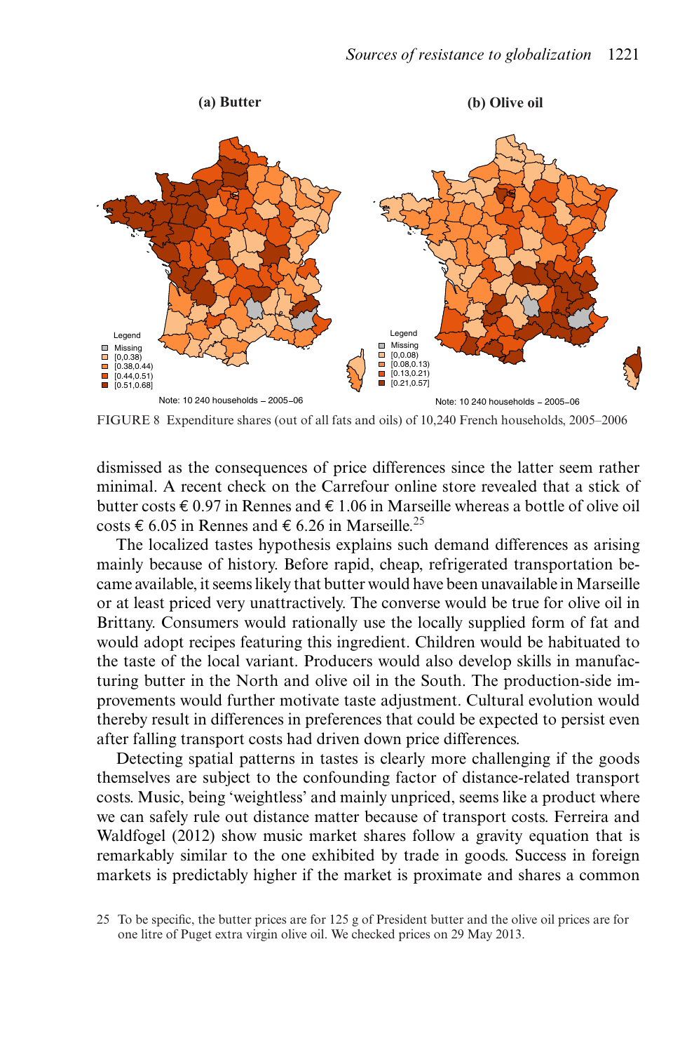FIGURE 8 Expenditure shares (out of all fats and oils) of 10,240 French households, 2005–2006

dismissed as the consequences of price differences since the latter seem rather minimal. A recent check on the Carrefour online store revealed that a stick of butter costs € 0.97 in Rennes and € 1.06 in Marseille whereas a bottle of olive oil costs € 6.05 in Rennes and € 6.26 in Marseille.[25]

The localized tastes hypothesis explains such demand differences as arising mainly because of history. Before rapid, cheap, refrigerated transportation became available, it seems likely that butter would have been unavailable in Marseille or at least priced very unattractively. The converse would be true for olive oil in Brittany. Consumers would rationally use the locally supplied form of fat and would adopt recipes featuring this ingredient. Children would be habituated to the taste of the local variant. Producers would also develop skills in manufacturing butter in the North and olive oil in the South. The production-side improvements would further motivate taste adjustment. Cultural evolution would thereby result in differences in preferences that could be expected to persist even after falling transport costs had driven down price differences.

Detecting spatial patterns in tastes is clearly more challenging if the goods themselves are subject to the confounding factor of distance-related transport costs. Music, being 'weightless' and mainly unpriced, seems like a product where we can safely rule out distance matter because of transport costs. Ferreira and Waldfogel (2012) show music market shares follow a gravity equation that is remarkably similar to the one exhibited by trade in goods. Success in foreign markets is predictably higher if the market is proximate and shares a common

25 To be specific, the butter prices are for 125 g of President butter and the olive oil prices are for one litre of Puget extra virgin olive oil. We checked prices on 29 May 2013.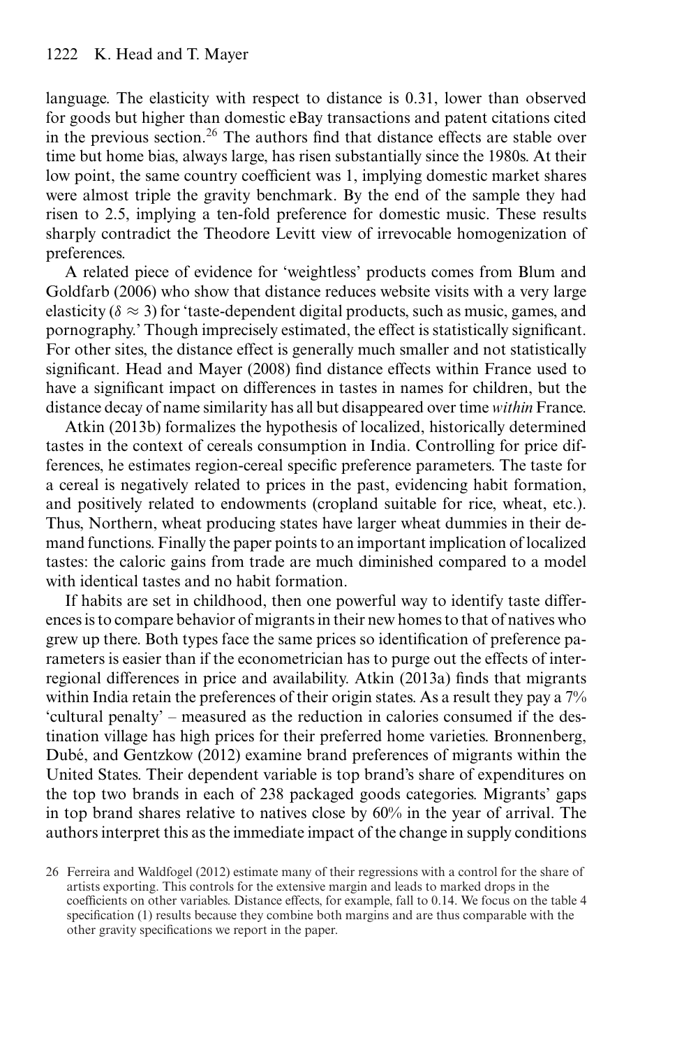language. The elasticity with respect to distance is 0.31, lower than observed for goods but higher than domestic eBay transactions and patent citations cited in the previous section.[26] The authors find that distance effects are stable over time but home bias, always large, has risen substantially since the 1980s. At their low point, the same country coefficient was 1, implying domestic market shares were almost triple the gravity benchmark. By the end of the sample they had risen to 2.5, implying a ten-fold preference for domestic music. These results sharply contradict the Theodore Levitt view of irrevocable homogenization of preferences.

A related piece of evidence for 'weightless' products comes from Blum and Goldfarb (2006) who show that distance reduces website visits with a very large elasticity ($\delta \approx 3$) for 'taste-dependent digital products, such as music, games, and pornography.' Though imprecisely estimated, the effect is statistically significant. For other sites, the distance effect is generally much smaller and not statistically significant. Head and Mayer (2008) find distance effects within France used to have a significant impact on differences in tastes in names for children, but the distance decay of name similarity has all but disappeared over time *within* France.

Atkin (2013b) formalizes the hypothesis of localized, historically determined tastes in the context of cereals consumption in India. Controlling for price differences, he estimates region-cereal specific preference parameters. The taste for a cereal is negatively related to prices in the past, evidencing habit formation, and positively related to endowments (cropland suitable for rice, wheat, etc.). Thus, Northern, wheat producing states have larger wheat dummies in their demand functions. Finally the paper points to an important implication of localized tastes: the caloric gains from trade are much diminished compared to a model with identical tastes and no habit formation.

If habits are set in childhood, then one powerful way to identify taste differences is to compare behavior of migrants in their new homes to that of natives who grew up there. Both types face the same prices so identification of preference parameters is easier than if the econometrician has to purge out the effects of interregional differences in price and availability. Atkin (2013a) finds that migrants within India retain the preferences of their origin states. As a result they pay a 7% 'cultural penalty' – measured as the reduction in calories consumed if the destination village has high prices for their preferred home varieties. Bronnenberg, Dubé, and Gentzkow (2012) examine brand preferences of migrants within the United States. Their dependent variable is top brand's share of expenditures on the top two brands in each of 238 packaged goods categories. Migrants' gaps in top brand shares relative to natives close by 60% in the year of arrival. The authors interpret this as the immediate impact of the change in supply conditions

[26] Ferreira and Waldfogel (2012) estimate many of their regressions with a control for the share of artists exporting. This controls for the extensive margin and leads to marked drops in the coefficients on other variables. Distance effects, for example, fall to 0.14. We focus on the table 4 specification (1) results because they combine both margins and are thus comparable with the other gravity specifications we report in the paper.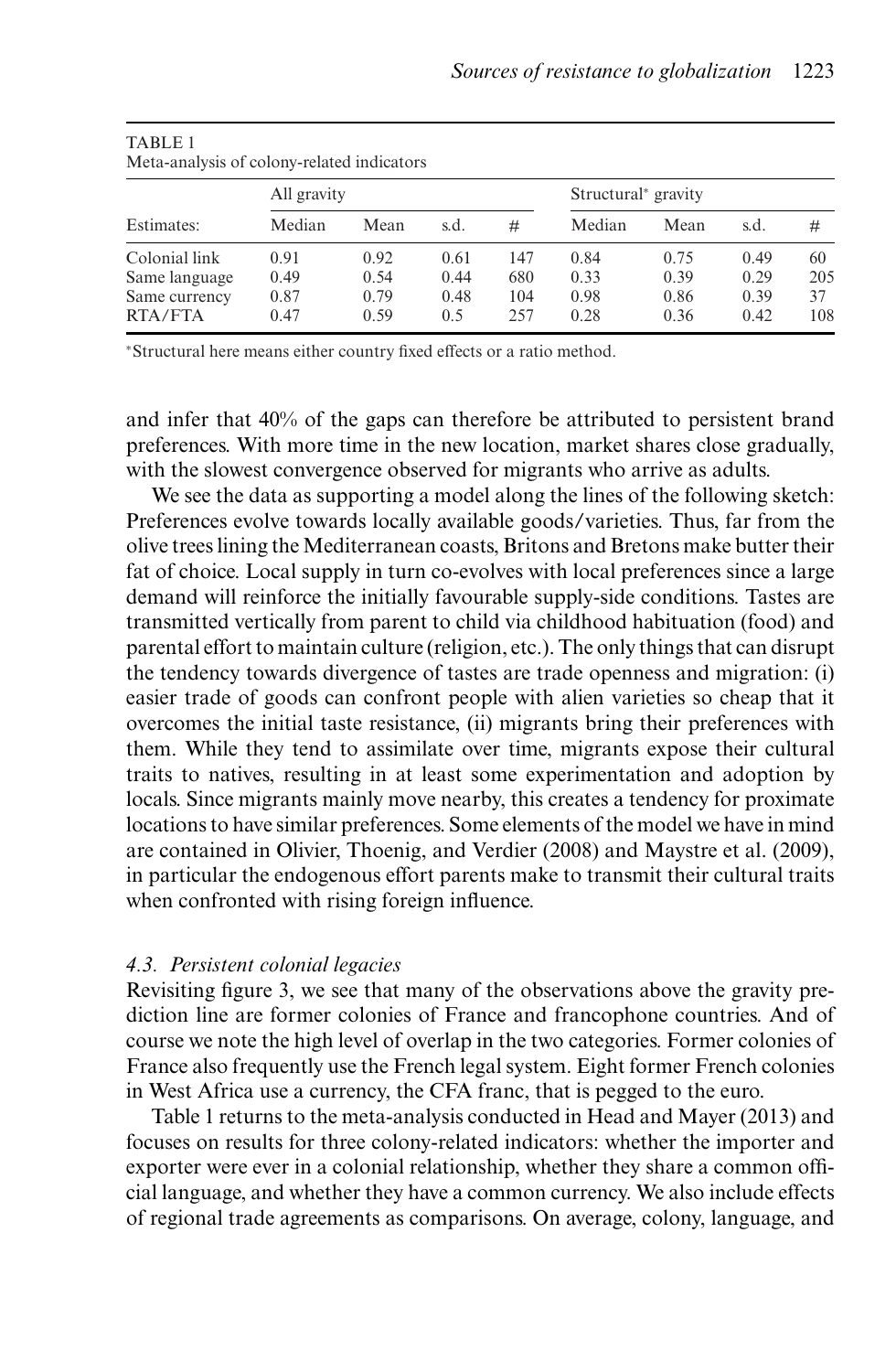TABLE 1
Meta-analysis of colony-related indicators

| | All gravity | | | | Structural* gravity | | | |
|---|---|---|---|---|---|---|---|---|
| Estimates: | Median | Mean | s.d. | # | Median | Mean | s.d. | # |
| Colonial link | 0.91 | 0.92 | 0.61 | 147 | 0.84 | 0.75 | 0.49 | 60 |
| Same language | 0.49 | 0.54 | 0.44 | 680 | 0.33 | 0.39 | 0.29 | 205 |
| Same currency | 0.87 | 0.79 | 0.48 | 104 | 0.98 | 0.86 | 0.39 | 37 |
| RTA/FTA | 0.47 | 0.59 | 0.5 | 257 | 0.28 | 0.36 | 0.42 | 108 |

*Structural here means either country fixed effects or a ratio method.

and infer that 40% of the gaps can therefore be attributed to persistent brand preferences. With more time in the new location, market shares close gradually, with the slowest convergence observed for migrants who arrive as adults.

We see the data as supporting a model along the lines of the following sketch: Preferences evolve towards locally available goods/varieties. Thus, far from the olive trees lining the Mediterranean coasts, Britons and Bretons make butter their fat of choice. Local supply in turn co-evolves with local preferences since a large demand will reinforce the initially favourable supply-side conditions. Tastes are transmitted vertically from parent to child via childhood habituation (food) and parental effort to maintain culture (religion, etc.). The only things that can disrupt the tendency towards divergence of tastes are trade openness and migration: (i) easier trade of goods can confront people with alien varieties so cheap that it overcomes the initial taste resistance, (ii) migrants bring their preferences with them. While they tend to assimilate over time, migrants expose their cultural traits to natives, resulting in at least some experimentation and adoption by locals. Since migrants mainly move nearby, this creates a tendency for proximate locations to have similar preferences. Some elements of the model we have in mind are contained in Olivier, Thoenig, and Verdier (2008) and Maystre et al. (2009), in particular the endogenous effort parents make to transmit their cultural traits when confronted with rising foreign influence.

### *4.3. Persistent colonial legacies*

Revisiting figure 3, we see that many of the observations above the gravity prediction line are former colonies of France and francophone countries. And of course we note the high level of overlap in the two categories. Former colonies of France also frequently use the French legal system. Eight former French colonies in West Africa use a currency, the CFA franc, that is pegged to the euro.

Table 1 returns to the meta-analysis conducted in Head and Mayer (2013) and focuses on results for three colony-related indicators: whether the importer and exporter were ever in a colonial relationship, whether they share a common official language, and whether they have a common currency. We also include effects of regional trade agreements as comparisons. On average, colony, language, and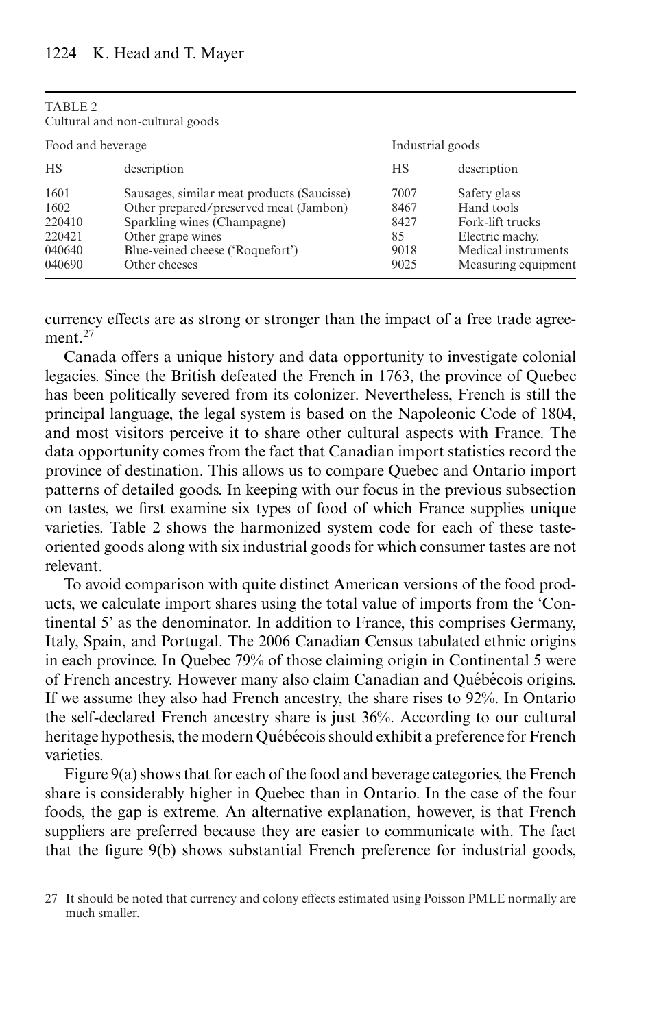TABLE 2
Cultural and non-cultural goods

| Food and beverage | | Industrial goods | |
|---|---|---|---|
| HS | description | HS | description |
| 1601 | Sausages, similar meat products (Saucisse) | 7007 | Safety glass |
| 1602 | Other prepared/preserved meat (Jambon) | 8467 | Hand tools |
| 220410 | Sparkling wines (Champagne) | 8427 | Fork-lift trucks |
| 220421 | Other grape wines | 85 | Electric machy. |
| 040640 | Blue-veined cheese ('Roquefort') | 9018 | Medical instruments |
| 040690 | Other cheeses | 9025 | Measuring equipment |

currency effects are as strong or stronger than the impact of a free trade agreement.[27]

Canada offers a unique history and data opportunity to investigate colonial legacies. Since the British defeated the French in 1763, the province of Quebec has been politically severed from its colonizer. Nevertheless, French is still the principal language, the legal system is based on the Napoleonic Code of 1804, and most visitors perceive it to share other cultural aspects with France. The data opportunity comes from the fact that Canadian import statistics record the province of destination. This allows us to compare Quebec and Ontario import patterns of detailed goods. In keeping with our focus in the previous subsection on tastes, we first examine six types of food of which France supplies unique varieties. Table 2 shows the harmonized system code for each of these taste-oriented goods along with six industrial goods for which consumer tastes are not relevant.

To avoid comparison with quite distinct American versions of the food products, we calculate import shares using the total value of imports from the 'Continental 5' as the denominator. In addition to France, this comprises Germany, Italy, Spain, and Portugal. The 2006 Canadian Census tabulated ethnic origins in each province. In Quebec 79% of those claiming origin in Continental 5 were of French ancestry. However many also claim Canadian and Québécois origins. If we assume they also had French ancestry, the share rises to 92%. In Ontario the self-declared French ancestry share is just 36%. According to our cultural heritage hypothesis, the modern Québécois should exhibit a preference for French varieties.

Figure 9(a) shows that for each of the food and beverage categories, the French share is considerably higher in Quebec than in Ontario. In the case of the four foods, the gap is extreme. An alternative explanation, however, is that French suppliers are preferred because they are easier to communicate with. The fact that the figure 9(b) shows substantial French preference for industrial goods,

27 It should be noted that currency and colony effects estimated using Poisson PMLE normally are much smaller.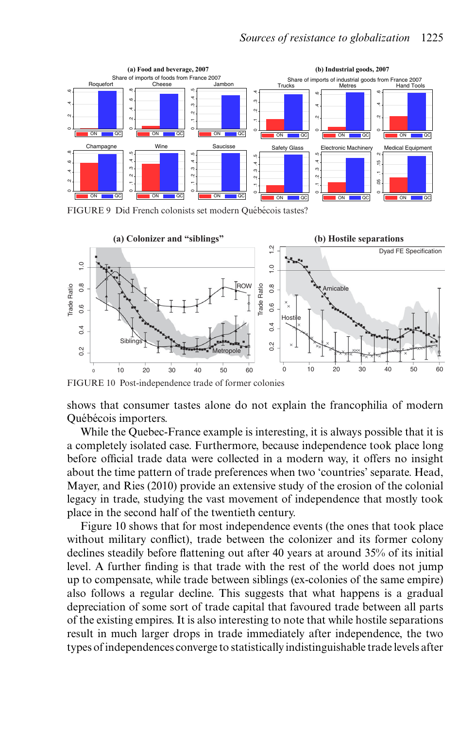FIGURE 9 Did French colonists set modern Québécois tastes?

FIGURE 10 Post-independence trade of former colonies

shows that consumer tastes alone do not explain the francophilia of modern Québécois importers.

While the Quebec-France example is interesting, it is always possible that it is a completely isolated case. Furthermore, because independence took place long before official trade data were collected in a modern way, it offers no insight about the time pattern of trade preferences when two 'countries' separate. Head, Mayer, and Ries (2010) provide an extensive study of the erosion of the colonial legacy in trade, studying the vast movement of independence that mostly took place in the second half of the twentieth century.

Figure 10 shows that for most independence events (the ones that took place without military conflict), trade between the colonizer and its former colony declines steadily before flattening out after 40 years at around 35% of its initial level. A further finding is that trade with the rest of the world does not jump up to compensate, while trade between siblings (ex-colonies of the same empire) also follows a regular decline. This suggests that what happens is a gradual depreciation of some sort of trade capital that favoured trade between all parts of the existing empires. It is also interesting to note that while hostile separations result in much larger drops in trade immediately after independence, the two types of independences converge to statistically indistinguishable trade levels after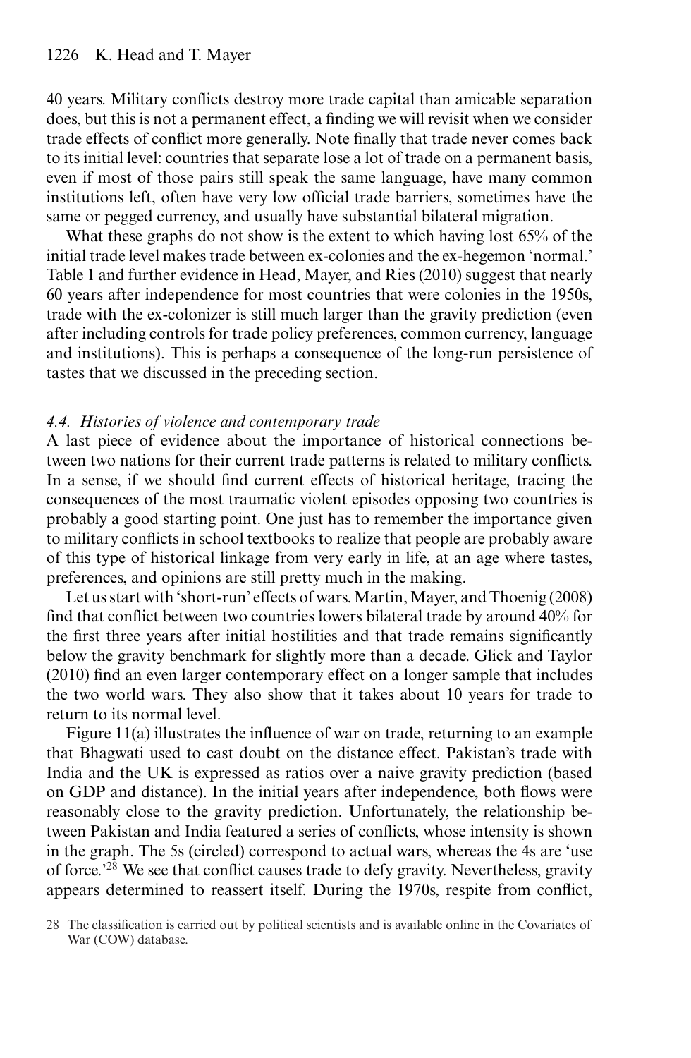40 years. Military conflicts destroy more trade capital than amicable separation does, but this is not a permanent effect, a finding we will revisit when we consider trade effects of conflict more generally. Note finally that trade never comes back to its initial level: countries that separate lose a lot of trade on a permanent basis, even if most of those pairs still speak the same language, have many common institutions left, often have very low official trade barriers, sometimes have the same or pegged currency, and usually have substantial bilateral migration.

What these graphs do not show is the extent to which having lost 65% of the initial trade level makes trade between ex-colonies and the ex-hegemon 'normal.' Table 1 and further evidence in Head, Mayer, and Ries (2010) suggest that nearly 60 years after independence for most countries that were colonies in the 1950s, trade with the ex-colonizer is still much larger than the gravity prediction (even after including controls for trade policy preferences, common currency, language and institutions). This is perhaps a consequence of the long-run persistence of tastes that we discussed in the preceding section.

### *4.4. Histories of violence and contemporary trade*

A last piece of evidence about the importance of historical connections between two nations for their current trade patterns is related to military conflicts. In a sense, if we should find current effects of historical heritage, tracing the consequences of the most traumatic violent episodes opposing two countries is probably a good starting point. One just has to remember the importance given to military conflicts in school textbooks to realize that people are probably aware of this type of historical linkage from very early in life, at an age where tastes, preferences, and opinions are still pretty much in the making.

Let us start with 'short-run' effects of wars. Martin, Mayer, and Thoenig (2008) find that conflict between two countries lowers bilateral trade by around 40% for the first three years after initial hostilities and that trade remains significantly below the gravity benchmark for slightly more than a decade. Glick and Taylor (2010) find an even larger contemporary effect on a longer sample that includes the two world wars. They also show that it takes about 10 years for trade to return to its normal level.

Figure 11(a) illustrates the influence of war on trade, returning to an example that Bhagwati used to cast doubt on the distance effect. Pakistan's trade with India and the UK is expressed as ratios over a naive gravity prediction (based on GDP and distance). In the initial years after independence, both flows were reasonably close to the gravity prediction. Unfortunately, the relationship between Pakistan and India featured a series of conflicts, whose intensity is shown in the graph. The 5s (circled) correspond to actual wars, whereas the 4s are 'use of force.'[28] We see that conflict causes trade to defy gravity. Nevertheless, gravity appears determined to reassert itself. During the 1970s, respite from conflict,

[28] The classification is carried out by political scientists and is available online in the Covariates of War (COW) database.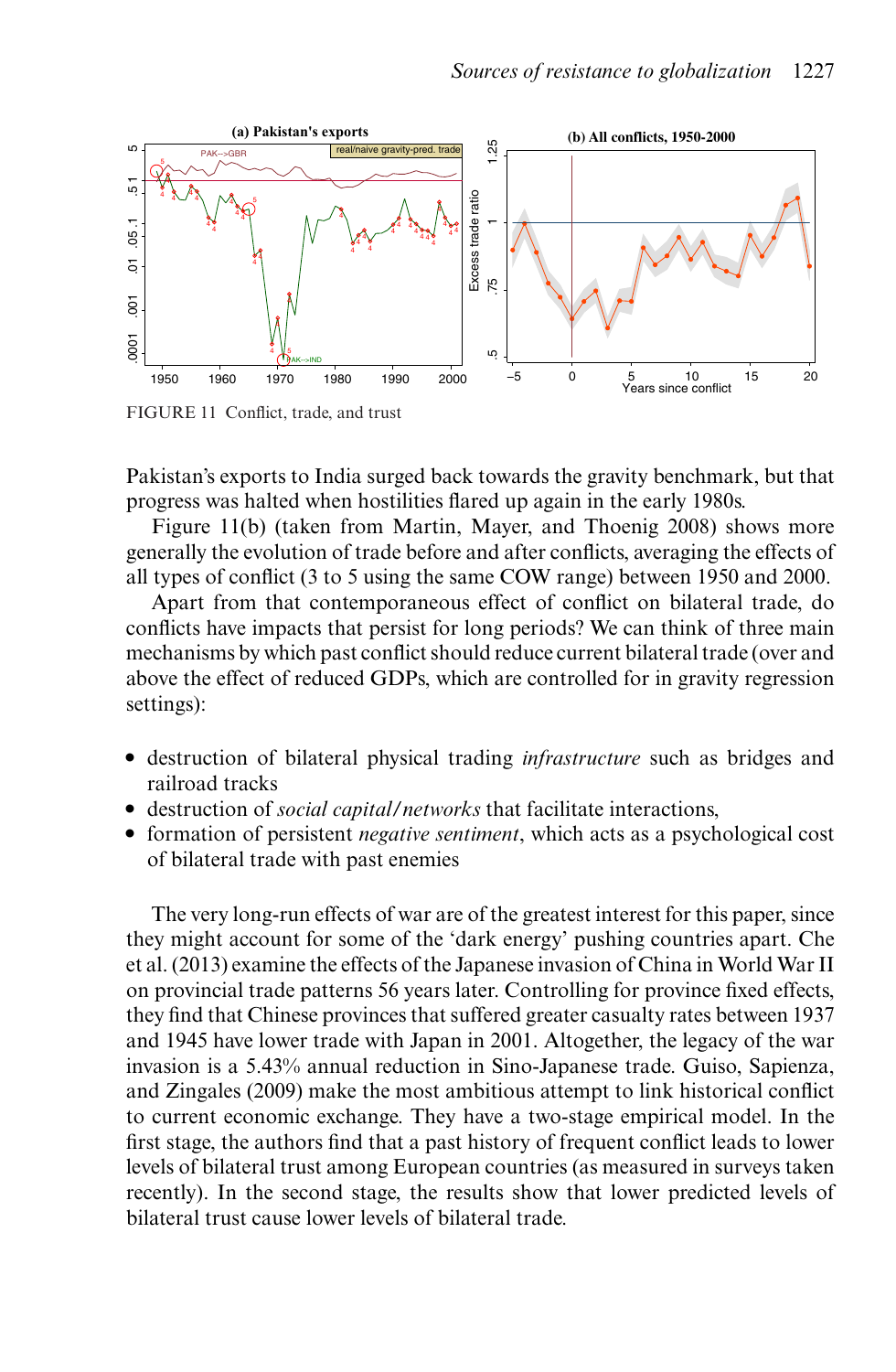FIGURE 11 Conflict, trade, and trust

Pakistan's exports to India surged back towards the gravity benchmark, but that progress was halted when hostilities flared up again in the early 1980s.

Figure 11(b) (taken from Martin, Mayer, and Thoenig 2008) shows more generally the evolution of trade before and after conflicts, averaging the effects of all types of conflict (3 to 5 using the same COW range) between 1950 and 2000.

Apart from that contemporaneous effect of conflict on bilateral trade, do conflicts have impacts that persist for long periods? We can think of three main mechanisms by which past conflict should reduce current bilateral trade (over and above the effect of reduced GDPs, which are controlled for in gravity regression settings):

- destruction of bilateral physical trading *infrastructure* such as bridges and railroad tracks
- destruction of *social capital/networks* that facilitate interactions,
- formation of persistent *negative sentiment*, which acts as a psychological cost of bilateral trade with past enemies

The very long-run effects of war are of the greatest interest for this paper, since they might account for some of the 'dark energy' pushing countries apart. Che et al. (2013) examine the effects of the Japanese invasion of China in World War II on provincial trade patterns 56 years later. Controlling for province fixed effects, they find that Chinese provinces that suffered greater casualty rates between 1937 and 1945 have lower trade with Japan in 2001. Altogether, the legacy of the war invasion is a 5.43% annual reduction in Sino-Japanese trade. Guiso, Sapienza, and Zingales (2009) make the most ambitious attempt to link historical conflict to current economic exchange. They have a two-stage empirical model. In the first stage, the authors find that a past history of frequent conflict leads to lower levels of bilateral trust among European countries (as measured in surveys taken recently). In the second stage, the results show that lower predicted levels of bilateral trust cause lower levels of bilateral trade.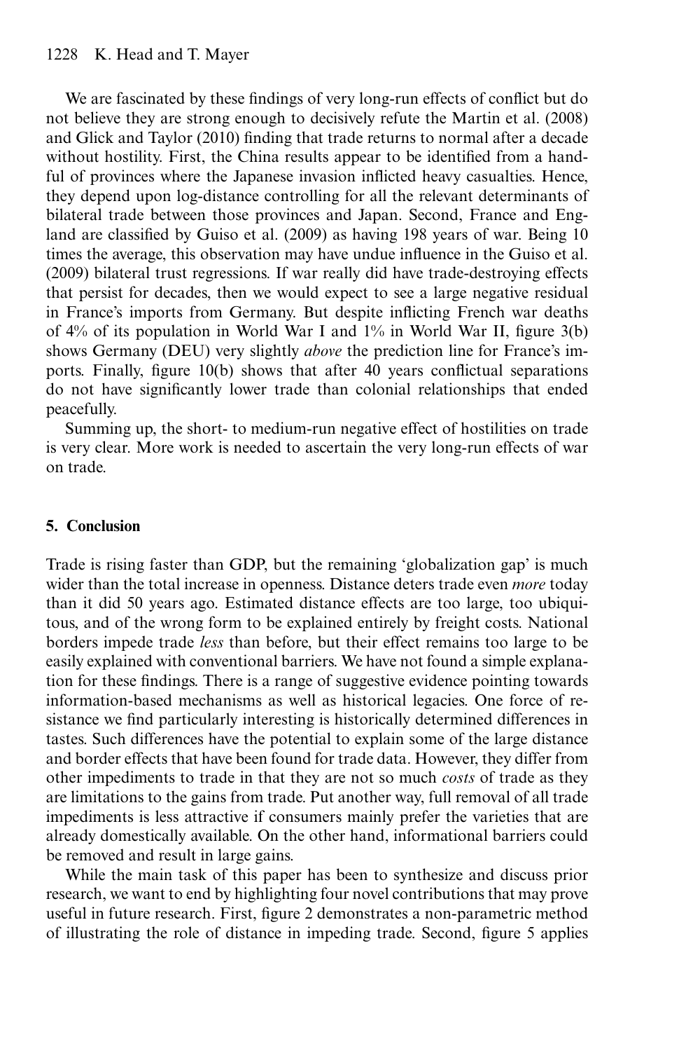We are fascinated by these findings of very long-run effects of conflict but do not believe they are strong enough to decisively refute the Martin et al. (2008) and Glick and Taylor (2010) finding that trade returns to normal after a decade without hostility. First, the China results appear to be identified from a handful of provinces where the Japanese invasion inflicted heavy casualties. Hence, they depend upon log-distance controlling for all the relevant determinants of bilateral trade between those provinces and Japan. Second, France and England are classified by Guiso et al. (2009) as having 198 years of war. Being 10 times the average, this observation may have undue influence in the Guiso et al. (2009) bilateral trust regressions. If war really did have trade-destroying effects that persist for decades, then we would expect to see a large negative residual in France's imports from Germany. But despite inflicting French war deaths of 4% of its population in World War I and 1% in World War II, figure 3(b) shows Germany (DEU) very slightly *above* the prediction line for France's imports. Finally, figure 10(b) shows that after 40 years conflictual separations do not have significantly lower trade than colonial relationships that ended peacefully.

Summing up, the short- to medium-run negative effect of hostilities on trade is very clear. More work is needed to ascertain the very long-run effects of war on trade.

## 5. Conclusion

Trade is rising faster than GDP, but the remaining 'globalization gap' is much wider than the total increase in openness. Distance deters trade even *more* today than it did 50 years ago. Estimated distance effects are too large, too ubiquitous, and of the wrong form to be explained entirely by freight costs. National borders impede trade *less* than before, but their effect remains too large to be easily explained with conventional barriers. We have not found a simple explanation for these findings. There is a range of suggestive evidence pointing towards information-based mechanisms as well as historical legacies. One force of resistance we find particularly interesting is historically determined differences in tastes. Such differences have the potential to explain some of the large distance and border effects that have been found for trade data. However, they differ from other impediments to trade in that they are not so much *costs* of trade as they are limitations to the gains from trade. Put another way, full removal of all trade impediments is less attractive if consumers mainly prefer the varieties that are already domestically available. On the other hand, informational barriers could be removed and result in large gains.

While the main task of this paper has been to synthesize and discuss prior research, we want to end by highlighting four novel contributions that may prove useful in future research. First, figure 2 demonstrates a non-parametric method of illustrating the role of distance in impeding trade. Second, figure 5 applies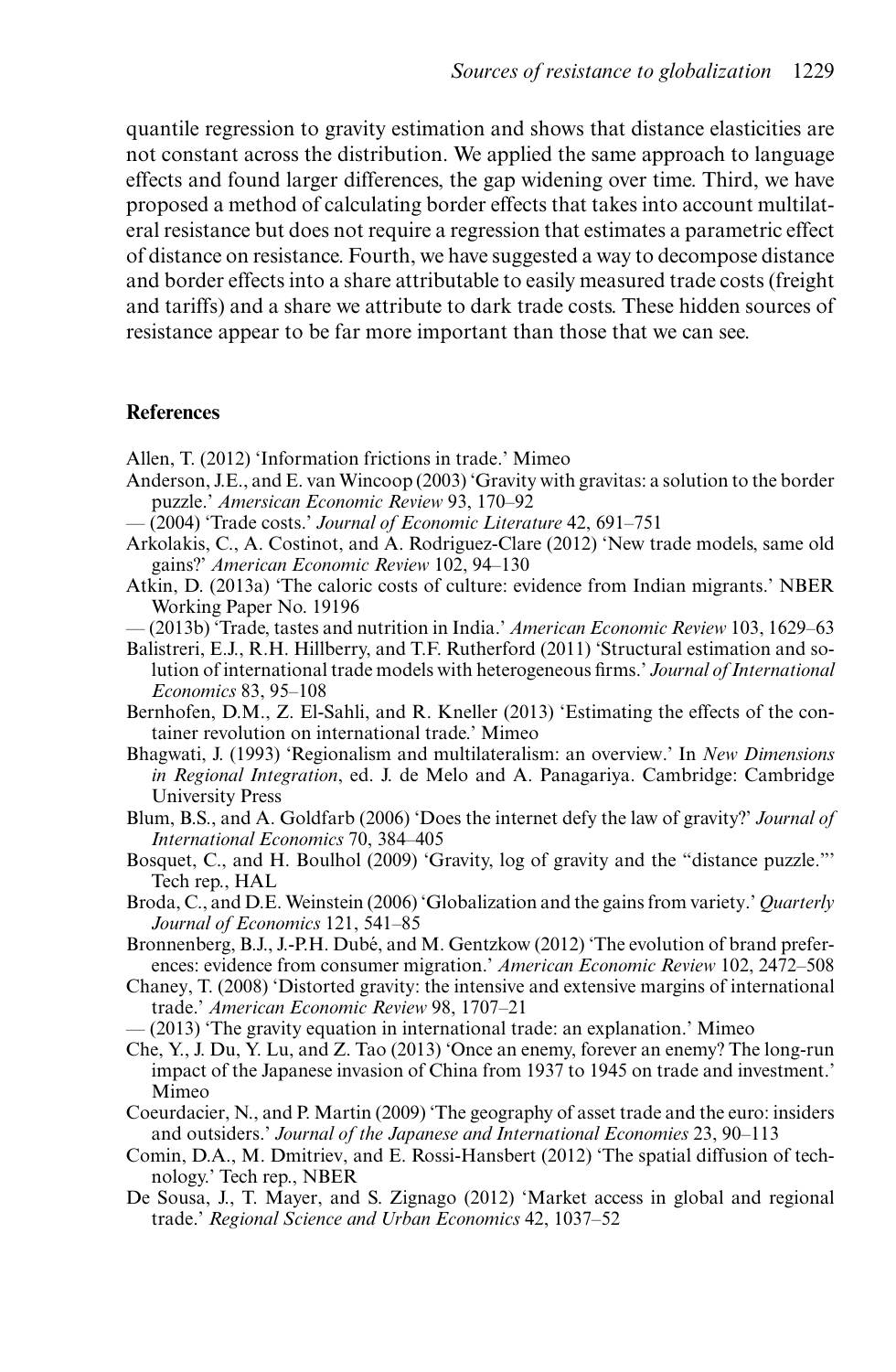quantile regression to gravity estimation and shows that distance elasticities are not constant across the distribution. We applied the same approach to language effects and found larger differences, the gap widening over time. Third, we have proposed a method of calculating border effects that takes into account multilateral resistance but does not require a regression that estimates a parametric effect of distance on resistance. Fourth, we have suggested a way to decompose distance and border effects into a share attributable to easily measured trade costs (freight and tariffs) and a share we attribute to dark trade costs. These hidden sources of resistance appear to be far more important than those that we can see.

## References

Allen, T. (2012) 'Information frictions in trade.' Mimeo

Anderson, J.E., and E. van Wincoop (2003) 'Gravity with gravitas: a solution to the border puzzle.' *Amersican Economic Review* 93, 170–92

— (2004) 'Trade costs.' *Journal of Economic Literature* 42, 691–751

Arkolakis, C., A. Costinot, and A. Rodriguez-Clare (2012) 'New trade models, same old gains?' *American Economic Review* 102, 94–130

Atkin, D. (2013a) 'The caloric costs of culture: evidence from Indian migrants.' NBER Working Paper No. 19196

— (2013b) 'Trade, tastes and nutrition in India.' *American Economic Review* 103, 1629–63

Balistreri, E.J., R.H. Hillberry, and T.F. Rutherford (2011) 'Structural estimation and solution of international trade models with heterogeneous firms.' *Journal of International Economics* 83, 95–108

Bernhofen, D.M., Z. El-Sahli, and R. Kneller (2013) 'Estimating the effects of the container revolution on international trade.' Mimeo

Bhagwati, J. (1993) 'Regionalism and multilateralism: an overview.' In *New Dimensions in Regional Integration*, ed. J. de Melo and A. Panagariya. Cambridge: Cambridge University Press

Blum, B.S., and A. Goldfarb (2006) 'Does the internet defy the law of gravity?' *Journal of International Economics* 70, 384–405

Bosquet, C., and H. Boulhol (2009) 'Gravity, log of gravity and the "distance puzzle."' Tech rep., HAL

Broda, C., and D.E. Weinstein (2006) 'Globalization and the gains from variety.' *Quarterly Journal of Economics* 121, 541–85

Bronnenberg, B.J., J.-P.H. Dubé, and M. Gentzkow (2012) 'The evolution of brand preferences: evidence from consumer migration.' *American Economic Review* 102, 2472–508

Chaney, T. (2008) 'Distorted gravity: the intensive and extensive margins of international trade.' *American Economic Review* 98, 1707–21

— (2013) 'The gravity equation in international trade: an explanation.' Mimeo

Che, Y., J. Du, Y. Lu, and Z. Tao (2013) 'Once an enemy, forever an enemy? The long-run impact of the Japanese invasion of China from 1937 to 1945 on trade and investment.' Mimeo

Coeurdacier, N., and P. Martin (2009) 'The geography of asset trade and the euro: insiders and outsiders.' *Journal of the Japanese and International Economies* 23, 90–113

Comin, D.A., M. Dmitriev, and E. Rossi-Hansbert (2012) 'The spatial diffusion of technology.' Tech rep., NBER

De Sousa, J., T. Mayer, and S. Zignago (2012) 'Market access in global and regional trade.' *Regional Science and Urban Economics* 42, 1037–52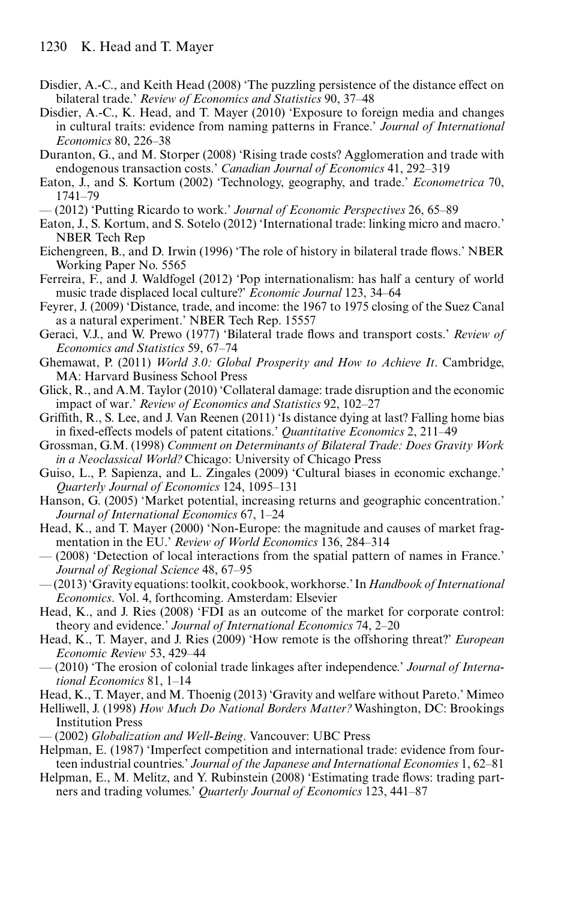Disdier, A.-C., and Keith Head (2008) 'The puzzling persistence of the distance effect on bilateral trade.' *Review of Economics and Statistics* 90, 37–48

Disdier, A.-C., K. Head, and T. Mayer (2010) 'Exposure to foreign media and changes in cultural traits: evidence from naming patterns in France.' *Journal of International Economics* 80, 226–38

Duranton, G., and M. Storper (2008) 'Rising trade costs? Agglomeration and trade with endogenous transaction costs.' *Canadian Journal of Economics* 41, 292–319

Eaton, J., and S. Kortum (2002) 'Technology, geography, and trade.' *Econometrica* 70, 1741–79

— (2012) 'Putting Ricardo to work.' *Journal of Economic Perspectives* 26, 65–89

Eaton, J., S. Kortum, and S. Sotelo (2012) 'International trade: linking micro and macro.' NBER Tech Rep

Eichengreen, B., and D. Irwin (1996) 'The role of history in bilateral trade flows.' NBER Working Paper No. 5565

Ferreira, F., and J. Waldfogel (2012) 'Pop internationalism: has half a century of world music trade displaced local culture?' *Economic Journal* 123, 34–64

Feyrer, J. (2009) 'Distance, trade, and income: the 1967 to 1975 closing of the Suez Canal as a natural experiment.' NBER Tech Rep. 15557

Geraci, V.J., and W. Prewo (1977) 'Bilateral trade flows and transport costs.' *Review of Economics and Statistics* 59, 67–74

Ghemawat, P. (2011) *World 3.0: Global Prosperity and How to Achieve It*. Cambridge, MA: Harvard Business School Press

Glick, R., and A.M. Taylor (2010) 'Collateral damage: trade disruption and the economic impact of war.' *Review of Economics and Statistics* 92, 102–27

Griffith, R., S. Lee, and J. Van Reenen (2011) 'Is distance dying at last? Falling home bias in fixed-effects models of patent citations.' *Quantitative Economics* 2, 211–49

Grossman, G.M. (1998) *Comment on Determinants of Bilateral Trade: Does Gravity Work in a Neoclassical World?* Chicago: University of Chicago Press

Guiso, L., P. Sapienza, and L. Zingales (2009) 'Cultural biases in economic exchange.' *Quarterly Journal of Economics* 124, 1095–131

Hanson, G. (2005) 'Market potential, increasing returns and geographic concentration.' *Journal of International Economics* 67, 1–24

Head, K., and T. Mayer (2000) 'Non-Europe: the magnitude and causes of market fragmentation in the EU.' *Review of World Economics* 136, 284–314

— (2008) 'Detection of local interactions from the spatial pattern of names in France.' *Journal of Regional Science* 48, 67–95

— (2013) 'Gravity equations: toolkit, cookbook, workhorse.' In *Handbook of International Economics*. Vol. 4, forthcoming. Amsterdam: Elsevier

Head, K., and J. Ries (2008) 'FDI as an outcome of the market for corporate control: theory and evidence.' *Journal of International Economics* 74, 2–20

Head, K., T. Mayer, and J. Ries (2009) 'How remote is the offshoring threat?' *European Economic Review* 53, 429–44

— (2010) 'The erosion of colonial trade linkages after independence.' *Journal of International Economics* 81, 1–14

Head, K., T. Mayer, and M. Thoenig (2013) 'Gravity and welfare without Pareto.' Mimeo

Helliwell, J. (1998) *How Much Do National Borders Matter?* Washington, DC: Brookings Institution Press

— (2002) *Globalization and Well-Being*. Vancouver: UBC Press

Helpman, E. (1987) 'Imperfect competition and international trade: evidence from fourteen industrial countries.' *Journal of the Japanese and International Economies* 1, 62–81

Helpman, E., M. Melitz, and Y. Rubinstein (2008) 'Estimating trade flows: trading partners and trading volumes.' *Quarterly Journal of Economics* 123, 441–87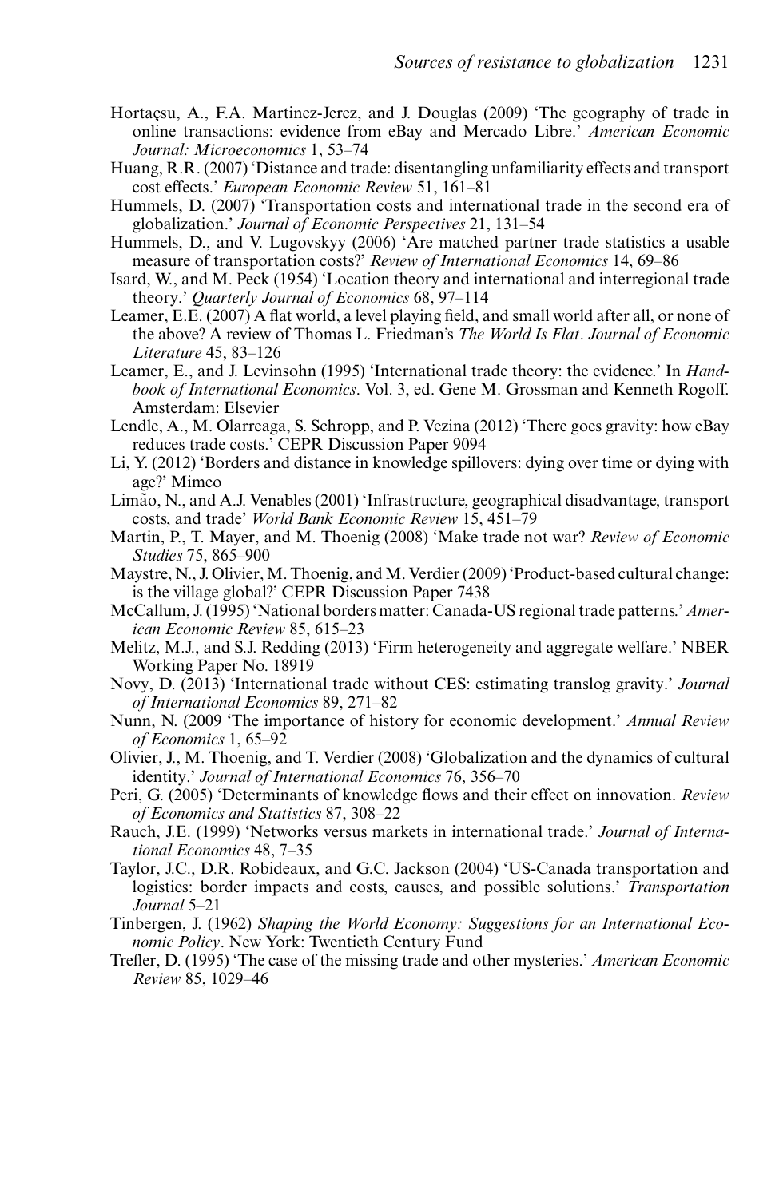Hortaçsu, A., F.A. Martinez-Jerez, and J. Douglas (2009) 'The geography of trade in online transactions: evidence from eBay and Mercado Libre.' *American Economic Journal: Microeconomics* 1, 53–74

Huang, R.R. (2007) 'Distance and trade: disentangling unfamiliarity effects and transport cost effects.' *European Economic Review* 51, 161–81

Hummels, D. (2007) 'Transportation costs and international trade in the second era of globalization.' *Journal of Economic Perspectives* 21, 131–54

Hummels, D., and V. Lugovskyy (2006) 'Are matched partner trade statistics a usable measure of transportation costs?' *Review of International Economics* 14, 69–86

Isard, W., and M. Peck (1954) 'Location theory and international and interregional trade theory.' *Quarterly Journal of Economics* 68, 97–114

Leamer, E.E. (2007) A flat world, a level playing field, and small world after all, or none of the above? A review of Thomas L. Friedman's *The World Is Flat*. *Journal of Economic Literature* 45, 83–126

Leamer, E., and J. Levinsohn (1995) 'International trade theory: the evidence.' In *Handbook of International Economics*. Vol. 3, ed. Gene M. Grossman and Kenneth Rogoff. Amsterdam: Elsevier

Lendle, A., M. Olarreaga, S. Schropp, and P. Vezina (2012) 'There goes gravity: how eBay reduces trade costs.' CEPR Discussion Paper 9094

Li, Y. (2012) 'Borders and distance in knowledge spillovers: dying over time or dying with age?' Mimeo

Limão, N., and A.J. Venables (2001) 'Infrastructure, geographical disadvantage, transport costs, and trade' *World Bank Economic Review* 15, 451–79

Martin, P., T. Mayer, and M. Thoenig (2008) 'Make trade not war? *Review of Economic Studies* 75, 865–900

Maystre, N., J. Olivier, M. Thoenig, and M. Verdier (2009) 'Product-based cultural change: is the village global?' CEPR Discussion Paper 7438

McCallum, J. (1995) 'National borders matter: Canada-US regional trade patterns.' *American Economic Review* 85, 615–23

Melitz, M.J., and S.J. Redding (2013) 'Firm heterogeneity and aggregate welfare.' NBER Working Paper No. 18919

Novy, D. (2013) 'International trade without CES: estimating translog gravity.' *Journal of International Economics* 89, 271–82

Nunn, N. (2009 'The importance of history for economic development.' *Annual Review of Economics* 1, 65–92

Olivier, J., M. Thoenig, and T. Verdier (2008) 'Globalization and the dynamics of cultural identity.' *Journal of International Economics* 76, 356–70

Peri, G. (2005) 'Determinants of knowledge flows and their effect on innovation. *Review of Economics and Statistics* 87, 308–22

Rauch, J.E. (1999) 'Networks versus markets in international trade.' *Journal of International Economics* 48, 7–35

Taylor, J.C., D.R. Robideaux, and G.C. Jackson (2004) 'US-Canada transportation and logistics: border impacts and costs, causes, and possible solutions.' *Transportation Journal* 5–21

Tinbergen, J. (1962) *Shaping the World Economy: Suggestions for an International Economic Policy*. New York: Twentieth Century Fund

Trefler, D. (1995) 'The case of the missing trade and other mysteries.' *American Economic Review* 85, 1029–46